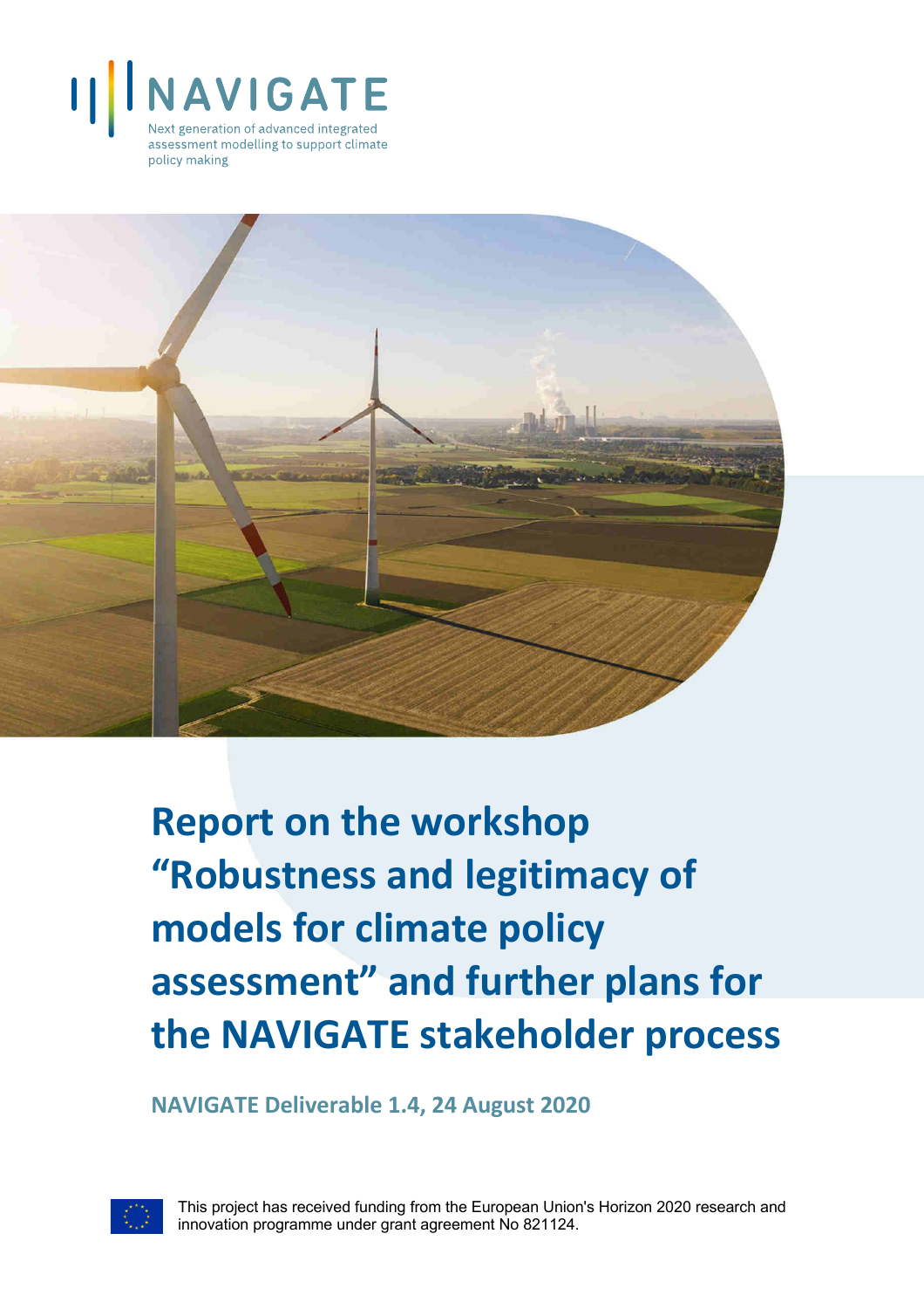# NAVIGATE

Next generation of advanced integrated assessment modelling to support climate policy making

# Report on the workshop "Robustness and legitimacy of models for climate policy assessment" and further plans for the NAVIGATE stakeholder process

**NAVIGATE Deliverable 1.4, 24 August 2020**

This project has received funding from the European Union's Horizon 2020 research and innovation programme under grant agreement No 821124.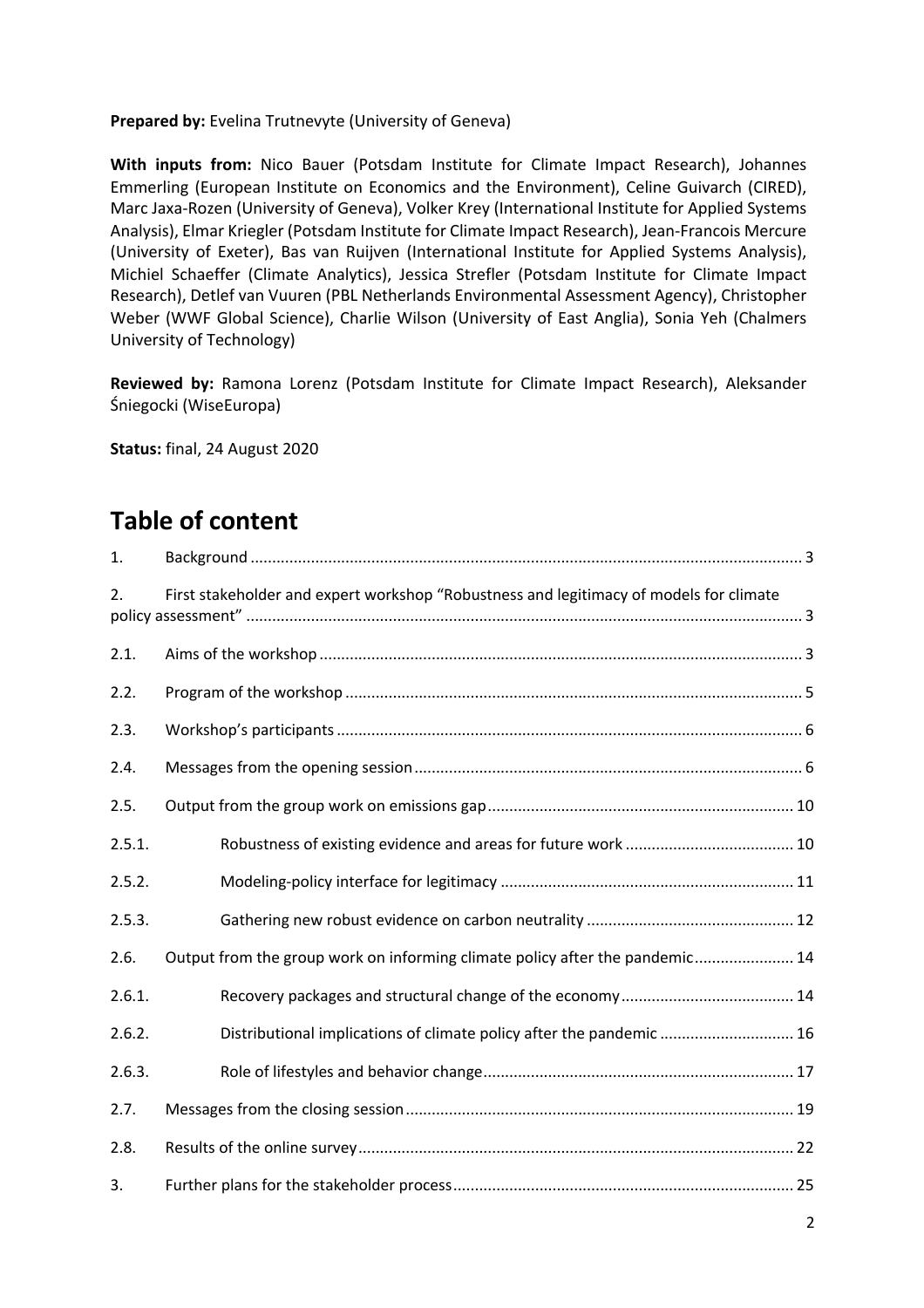**Prepared by:** Evelina Trutnevyte (University of Geneva)

**With inputs from:** Nico Bauer (Potsdam Institute for Climate Impact Research), Johannes Emmerling (European Institute on Economics and the Environment), Celine Guivarch (CIRED), Marc Jaxa-Rozen (University of Geneva), Volker Krey (International Institute for Applied Systems Analysis), Elmar Kriegler (Potsdam Institute for Climate Impact Research), Jean-Francois Mercure (University of Exeter), Bas van Ruijven (International Institute for Applied Systems Analysis), Michiel Schaeffer (Climate Analytics), Jessica Strefler (Potsdam Institute for Climate Impact Research), Detlef van Vuuren (PBL Netherlands Environmental Assessment Agency), Christopher Weber (WWF Global Science), Charlie Wilson (University of East Anglia), Sonia Yeh (Chalmers University of Technology)

**Reviewed by:** Ramona Lorenz (Potsdam Institute for Climate Impact Research), Aleksander Śniegocki (WiseEuropa)

**Status:** final, 24 August 2020

# Table of content

| | | |
|---|---|---|
| 1. | Background | 3 |
| 2. | First stakeholder and expert workshop "Robustness and legitimacy of models for climate policy assessment" | 3 |
| 2.1. | Aims of the workshop | 3 |
| 2.2. | Program of the workshop | 5 |
| 2.3. | Workshop's participants | 6 |
| 2.4. | Messages from the opening session | 6 |
| 2.5. | Output from the group work on emissions gap | 10 |
| 2.5.1. | Robustness of existing evidence and areas for future work | 10 |
| 2.5.2. | Modeling-policy interface for legitimacy | 11 |
| 2.5.3. | Gathering new robust evidence on carbon neutrality | 12 |
| 2.6. | Output from the group work on informing climate policy after the pandemic | 14 |
| 2.6.1. | Recovery packages and structural change of the economy | 14 |
| 2.6.2. | Distributional implications of climate policy after the pandemic | 16 |
| 2.6.3. | Role of lifestyles and behavior change | 17 |
| 2.7. | Messages from the closing session | 19 |
| 2.8. | Results of the online survey | 22 |
| 3. | Further plans for the stakeholder process | 25 |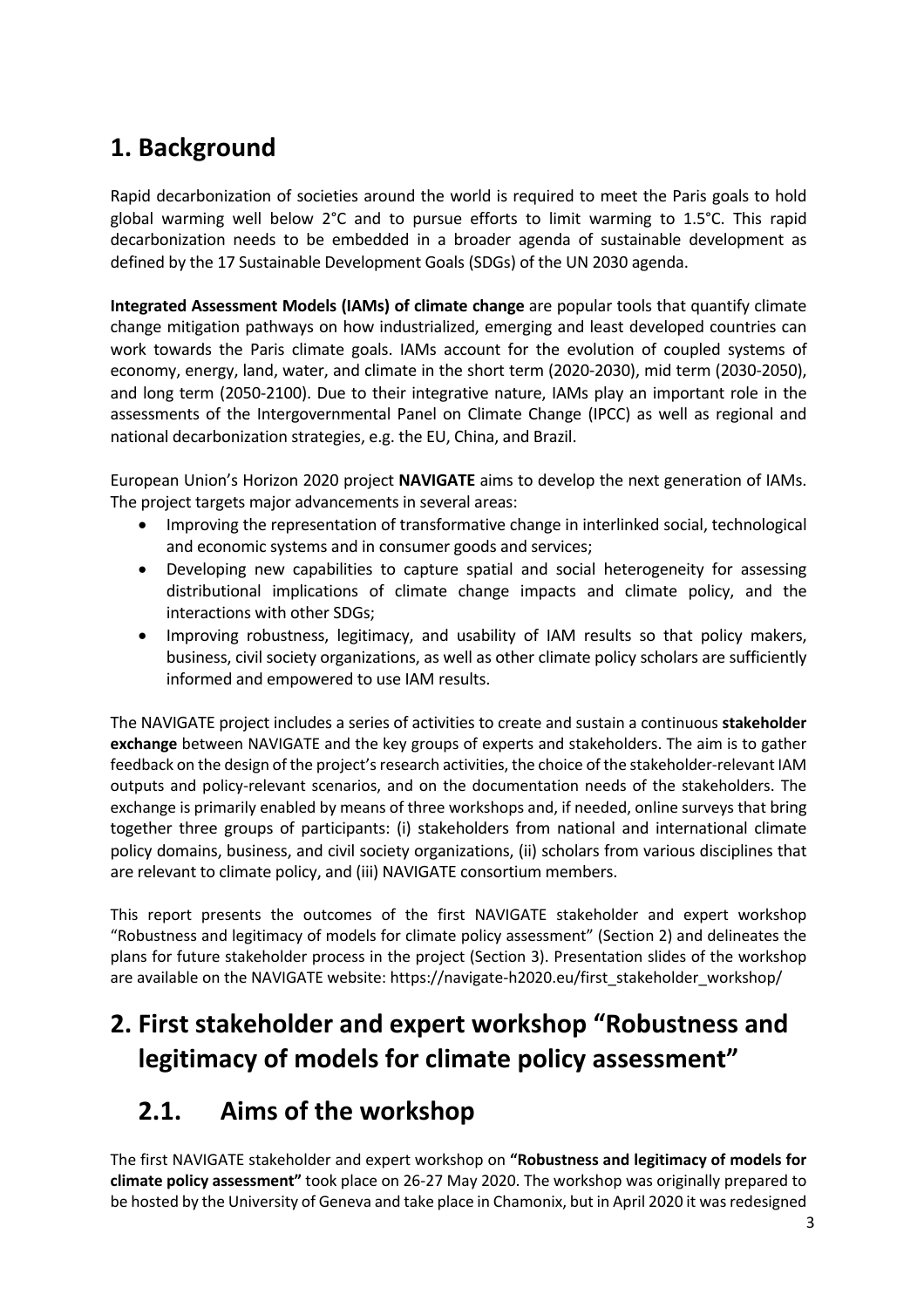# 1. Background

Rapid decarbonization of societies around the world is required to meet the Paris goals to hold global warming well below 2°C and to pursue efforts to limit warming to 1.5°C. This rapid decarbonization needs to be embedded in a broader agenda of sustainable development as defined by the 17 Sustainable Development Goals (SDGs) of the UN 2030 agenda.

**Integrated Assessment Models (IAMs) of climate change** are popular tools that quantify climate change mitigation pathways on how industrialized, emerging and least developed countries can work towards the Paris climate goals. IAMs account for the evolution of coupled systems of economy, energy, land, water, and climate in the short term (2020-2030), mid term (2030-2050), and long term (2050-2100). Due to their integrative nature, IAMs play an important role in the assessments of the Intergovernmental Panel on Climate Change (IPCC) as well as regional and national decarbonization strategies, e.g. the EU, China, and Brazil.

European Union's Horizon 2020 project **NAVIGATE** aims to develop the next generation of IAMs. The project targets major advancements in several areas:

- Improving the representation of transformative change in interlinked social, technological and economic systems and in consumer goods and services;
- Developing new capabilities to capture spatial and social heterogeneity for assessing distributional implications of climate change impacts and climate policy, and the interactions with other SDGs;
- Improving robustness, legitimacy, and usability of IAM results so that policy makers, business, civil society organizations, as well as other climate policy scholars are sufficiently informed and empowered to use IAM results.

The NAVIGATE project includes a series of activities to create and sustain a continuous **stakeholder exchange** between NAVIGATE and the key groups of experts and stakeholders. The aim is to gather feedback on the design of the project's research activities, the choice of the stakeholder-relevant IAM outputs and policy-relevant scenarios, and on the documentation needs of the stakeholders. The exchange is primarily enabled by means of three workshops and, if needed, online surveys that bring together three groups of participants: (i) stakeholders from national and international climate policy domains, business, and civil society organizations, (ii) scholars from various disciplines that are relevant to climate policy, and (iii) NAVIGATE consortium members.

This report presents the outcomes of the first NAVIGATE stakeholder and expert workshop "Robustness and legitimacy of models for climate policy assessment" (Section 2) and delineates the plans for future stakeholder process in the project (Section 3). Presentation slides of the workshop are available on the NAVIGATE website: https://navigate-h2020.eu/first_stakeholder_workshop/

# 2. First stakeholder and expert workshop "Robustness and legitimacy of models for climate policy assessment"

## 2.1. Aims of the workshop

The first NAVIGATE stakeholder and expert workshop on **"Robustness and legitimacy of models for climate policy assessment"** took place on 26-27 May 2020. The workshop was originally prepared to be hosted by the University of Geneva and take place in Chamonix, but in April 2020 it was redesigned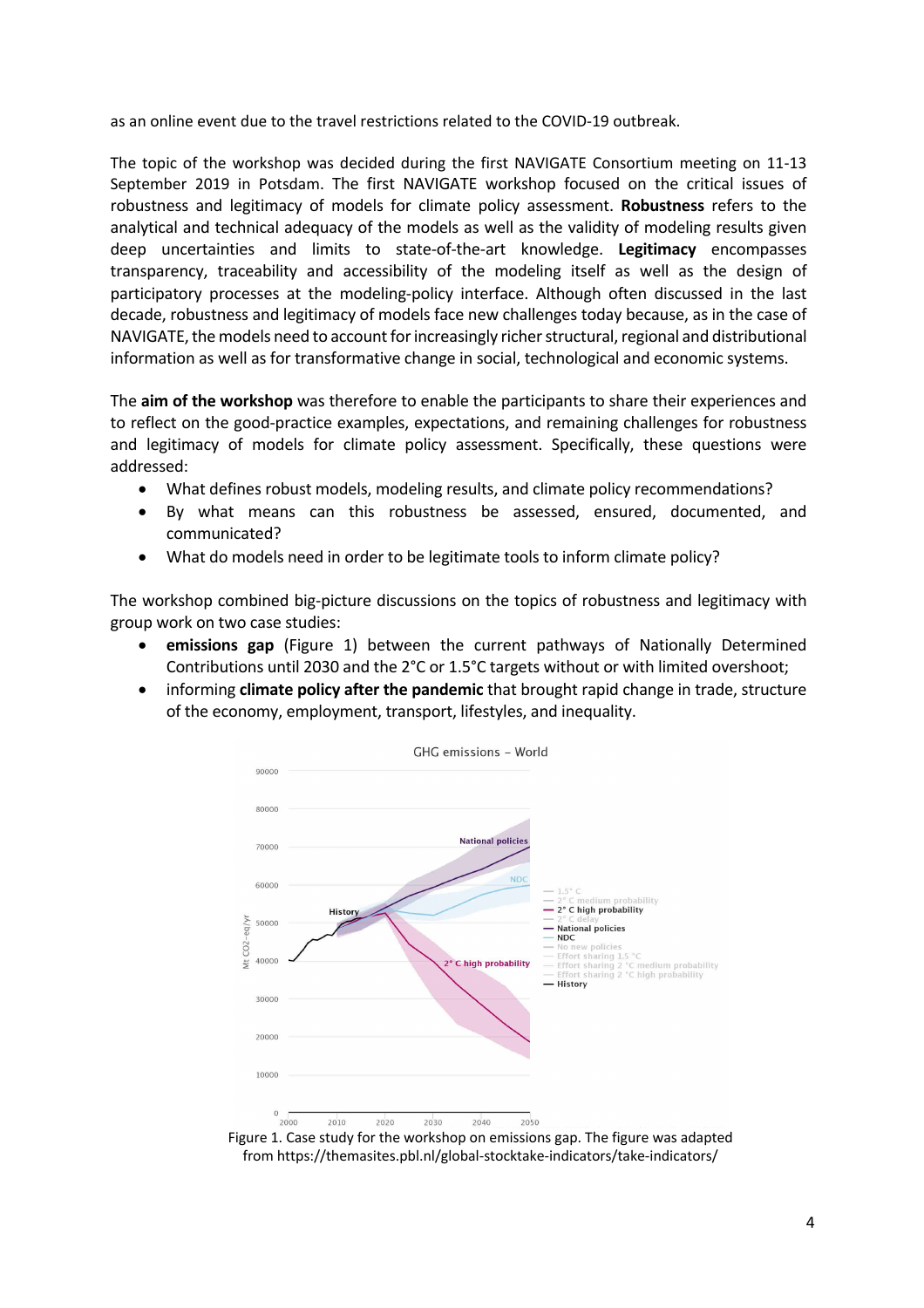as an online event due to the travel restrictions related to the COVID-19 outbreak.

The topic of the workshop was decided during the first NAVIGATE Consortium meeting on 11-13 September 2019 in Potsdam. The first NAVIGATE workshop focused on the critical issues of robustness and legitimacy of models for climate policy assessment. **Robustness** refers to the analytical and technical adequacy of the models as well as the validity of modeling results given deep uncertainties and limits to state-of-the-art knowledge. **Legitimacy** encompasses transparency, traceability and accessibility of the modeling itself as well as the design of participatory processes at the modeling-policy interface. Although often discussed in the last decade, robustness and legitimacy of models face new challenges today because, as in the case of NAVIGATE, the models need to account for increasingly richer structural, regional and distributional information as well as for transformative change in social, technological and economic systems.

The **aim of the workshop** was therefore to enable the participants to share their experiences and to reflect on the good-practice examples, expectations, and remaining challenges for robustness and legitimacy of models for climate policy assessment. Specifically, these questions were addressed:

- What defines robust models, modeling results, and climate policy recommendations?
- By what means can this robustness be assessed, ensured, documented, and communicated?
- What do models need in order to be legitimate tools to inform climate policy?

The workshop combined big-picture discussions on the topics of robustness and legitimacy with group work on two case studies:

- **emissions gap** (Figure 1) between the current pathways of Nationally Determined Contributions until 2030 and the 2°C or 1.5°C targets without or with limited overshoot;
- informing **climate policy after the pandemic** that brought rapid change in trade, structure of the economy, employment, transport, lifestyles, and inequality.

Figure 1. Case study for the workshop on emissions gap. The figure was adapted from https://themasites.pbl.nl/global-stocktake-indicators/take-indicators/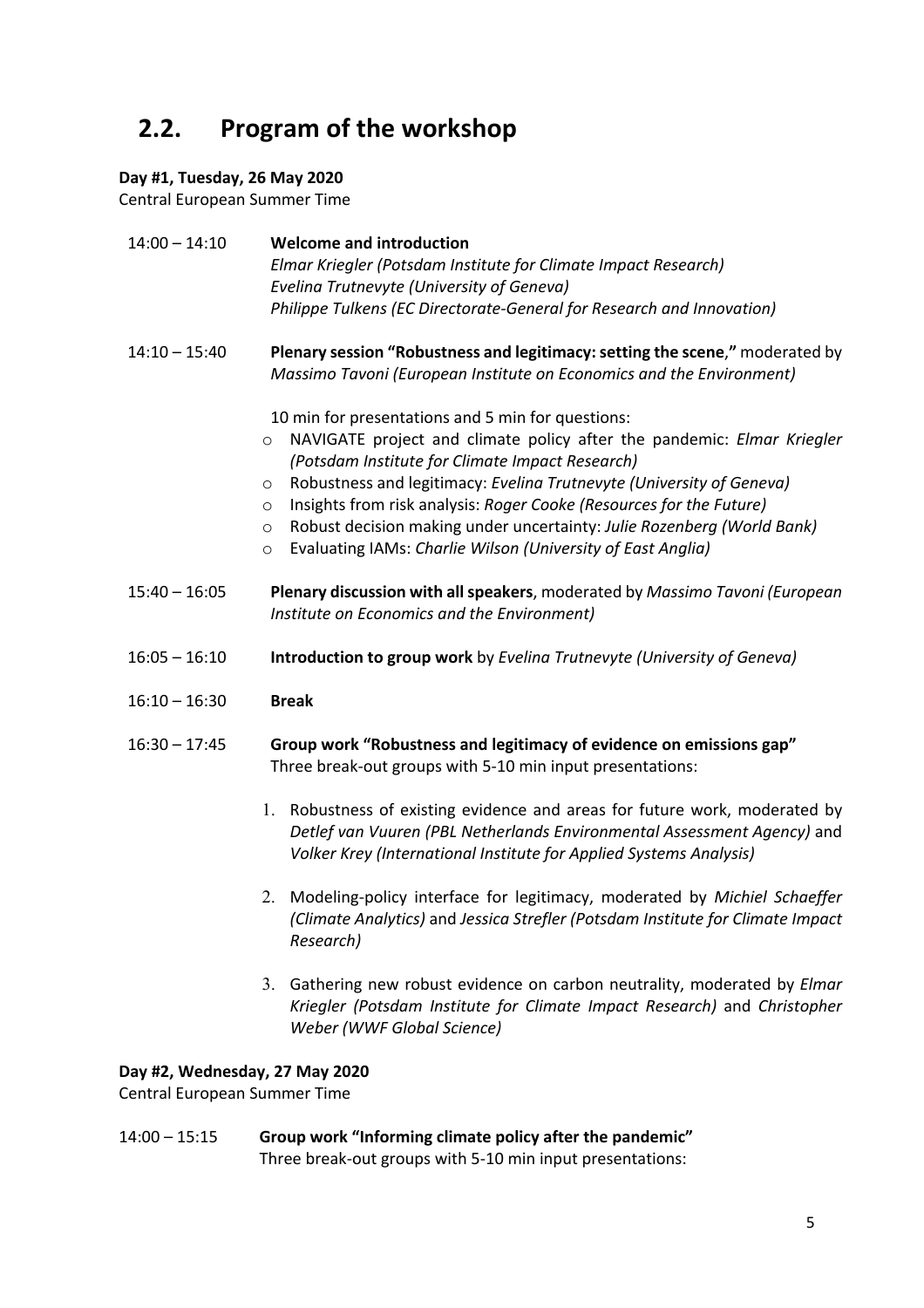## 2.2. Program of the workshop

**Day #1, Tuesday, 26 May 2020**
Central European Summer Time

14:00 – 14:10 **Welcome and introduction**
*Elmar Kriegler (Potsdam Institute for Climate Impact Research)*
*Evelina Trutnevyte (University of Geneva)*
*Philippe Tulkens (EC Directorate-General for Research and Innovation)*

14:10 – 15:40 **Plenary session "Robustness and legitimacy: setting the scene,"** moderated by *Massimo Tavoni (European Institute on Economics and the Environment)*

10 min for presentations and 5 min for questions:

- NAVIGATE project and climate policy after the pandemic: *Elmar Kriegler (Potsdam Institute for Climate Impact Research)*
- Robustness and legitimacy: *Evelina Trutnevyte (University of Geneva)*
- Insights from risk analysis: *Roger Cooke (Resources for the Future)*
- Robust decision making under uncertainty: *Julie Rozenberg (World Bank)*
- Evaluating IAMs: *Charlie Wilson (University of East Anglia)*

15:40 – 16:05 **Plenary discussion with all speakers**, moderated by *Massimo Tavoni (European Institute on Economics and the Environment)*

16:05 – 16:10 **Introduction to group work** by *Evelina Trutnevyte (University of Geneva)*

16:10 – 16:30 **Break**

16:30 – 17:45 **Group work "Robustness and legitimacy of evidence on emissions gap"**
Three break-out groups with 5-10 min input presentations:

1. Robustness of existing evidence and areas for future work, moderated by *Detlef van Vuuren (PBL Netherlands Environmental Assessment Agency)* and *Volker Krey (International Institute for Applied Systems Analysis)*
2. Modeling-policy interface for legitimacy, moderated by *Michiel Schaeffer (Climate Analytics)* and *Jessica Strefler (Potsdam Institute for Climate Impact Research)*
3. Gathering new robust evidence on carbon neutrality, moderated by *Elmar Kriegler (Potsdam Institute for Climate Impact Research)* and *Christopher Weber (WWF Global Science)*

**Day #2, Wednesday, 27 May 2020**
Central European Summer Time

14:00 – 15:15 **Group work "Informing climate policy after the pandemic"**
Three break-out groups with 5-10 min input presentations: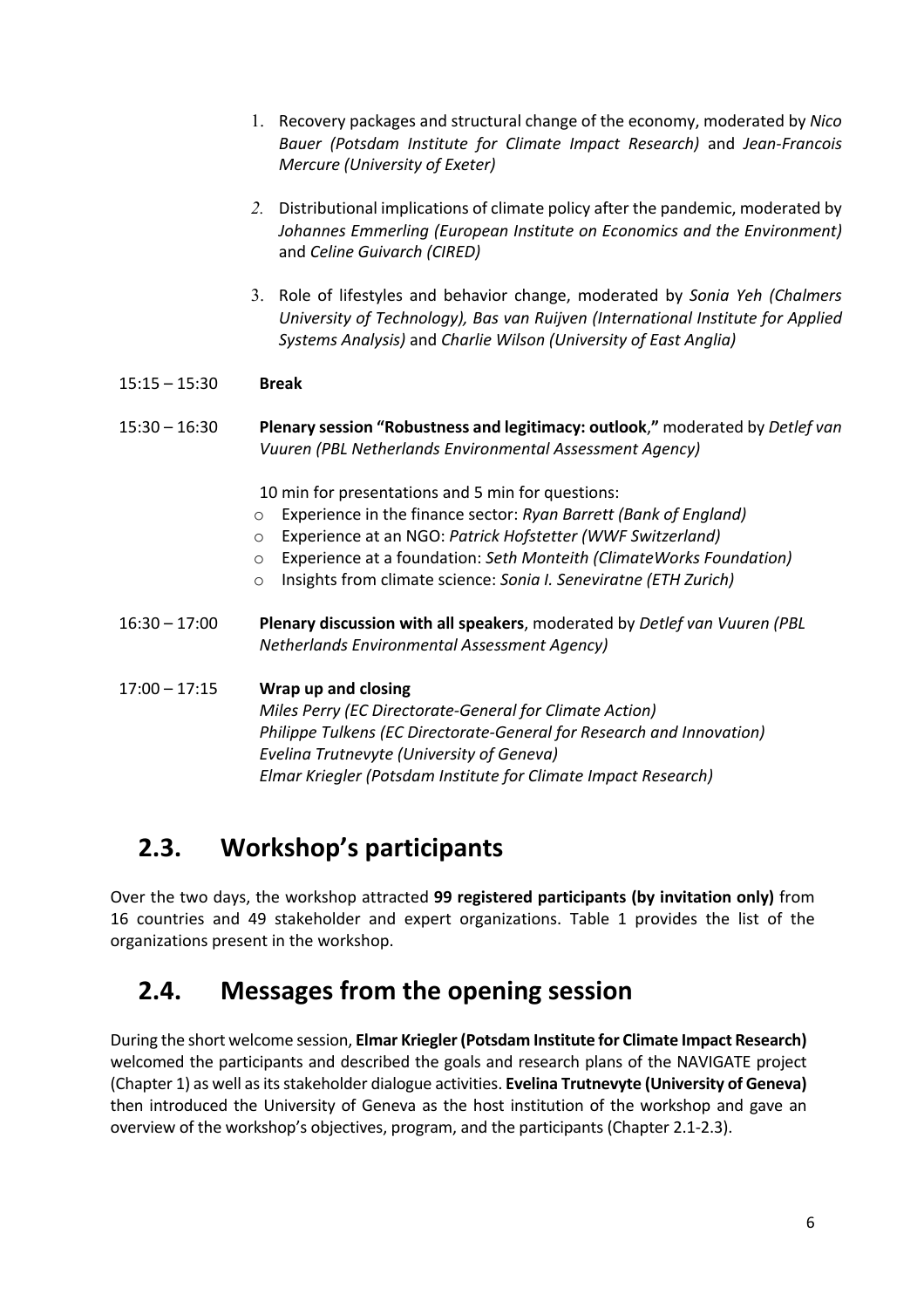1. Recovery packages and structural change of the economy, moderated by *Nico Bauer (Potsdam Institute for Climate Impact Research)* and *Jean-Francois Mercure (University of Exeter)*

2. Distributional implications of climate policy after the pandemic, moderated by *Johannes Emmerling (European Institute on Economics and the Environment)* and *Celine Guivarch (CIRED)*

3. Role of lifestyles and behavior change, moderated by *Sonia Yeh (Chalmers University of Technology), Bas van Ruijven (International Institute for Applied Systems Analysis)* and *Charlie Wilson (University of East Anglia)*

15:15 – 15:30 **Break**

15:30 – 16:30 **Plenary session "Robustness and legitimacy: outlook**,**"** moderated by *Detlef van Vuuren (PBL Netherlands Environmental Assessment Agency)*

10 min for presentations and 5 min for questions:

- Experience in the finance sector: *Ryan Barrett (Bank of England)*
- Experience at an NGO: *Patrick Hofstetter (WWF Switzerland)*
- Experience at a foundation: *Seth Monteith (ClimateWorks Foundation)*
- Insights from climate science: *Sonia I. Seneviratne (ETH Zurich)*

16:30 – 17:00 **Plenary discussion with all speakers**, moderated by *Detlef van Vuuren (PBL Netherlands Environmental Assessment Agency)*

17:00 – 17:15 **Wrap up and closing**
*Miles Perry (EC Directorate-General for Climate Action)*
*Philippe Tulkens (EC Directorate-General for Research and Innovation)*
*Evelina Trutnevyte (University of Geneva)*
*Elmar Kriegler (Potsdam Institute for Climate Impact Research)*

## 2.3. Workshop's participants

Over the two days, the workshop attracted **99 registered participants (by invitation only)** from 16 countries and 49 stakeholder and expert organizations. Table 1 provides the list of the organizations present in the workshop.

## 2.4. Messages from the opening session

During the short welcome session, **Elmar Kriegler (Potsdam Institute for Climate Impact Research)** welcomed the participants and described the goals and research plans of the NAVIGATE project (Chapter 1) as well as its stakeholder dialogue activities. **Evelina Trutnevyte (University of Geneva)** then introduced the University of Geneva as the host institution of the workshop and gave an overview of the workshop's objectives, program, and the participants (Chapter 2.1-2.3).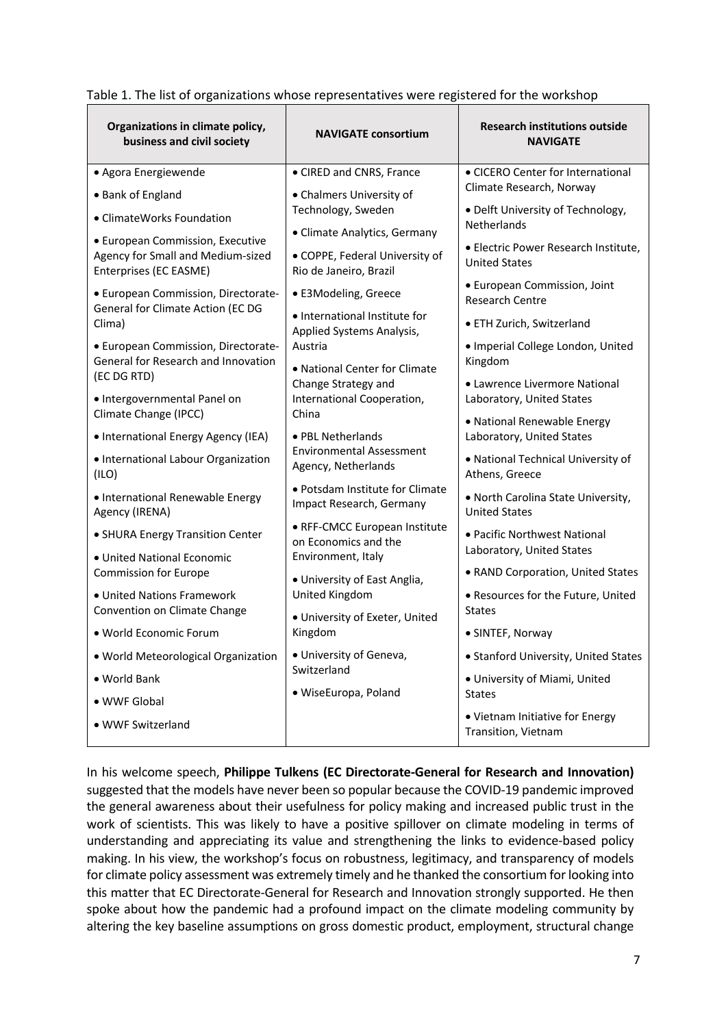Table 1. The list of organizations whose representatives were registered for the workshop

| Organizations in climate policy, business and civil society | NAVIGATE consortium | Research institutions outside NAVIGATE |
|---|---|---|
| • Agora Energiewende | • CIRED and CNRS, France | • CICERO Center for International Climate Research, Norway |
| • Bank of England | • Chalmers University of Technology, Sweden | • Delft University of Technology, Netherlands |
| • ClimateWorks Foundation | • Climate Analytics, Germany | • Electric Power Research Institute, United States |
| • European Commission, Executive Agency for Small and Medium-sized Enterprises (EC EASME) | • COPPE, Federal University of Rio de Janeiro, Brazil | • European Commission, Joint Research Centre |
| • European Commission, Directorate-General for Climate Action (EC DG Clima) | • E3Modeling, Greece | • ETH Zurich, Switzerland |
| • European Commission, Directorate-General for Research and Innovation (EC DG RTD) | • International Institute for Applied Systems Analysis, Austria | • Imperial College London, United Kingdom |
| • Intergovernmental Panel on Climate Change (IPCC) | • National Center for Climate Change Strategy and International Cooperation, China | • Lawrence Livermore National Laboratory, United States |
| • International Energy Agency (IEA) | • PBL Netherlands Environmental Assessment Agency, Netherlands | • National Renewable Energy Laboratory, United States |
| • International Labour Organization (ILO) | • Potsdam Institute for Climate Impact Research, Germany | • National Technical University of Athens, Greece |
| • International Renewable Energy Agency (IRENA) | • RFF-CMCC European Institute on Economics and the Environment, Italy | • North Carolina State University, United States |
| • SHURA Energy Transition Center | • University of East Anglia, United Kingdom | • Pacific Northwest National Laboratory, United States |
| • United National Economic Commission for Europe | • University of Exeter, United Kingdom | • RAND Corporation, United States |
| • United Nations Framework Convention on Climate Change | • University of Geneva, Switzerland | • Resources for the Future, United States |
| • World Economic Forum | • WiseEuropa, Poland | • SINTEF, Norway |
| • World Meteorological Organization | | • Stanford University, United States |
| • World Bank | | • University of Miami, United States |
| • WWF Global | | • Vietnam Initiative for Energy Transition, Vietnam |
| • WWF Switzerland | | |

In his welcome speech, **Philippe Tulkens (EC Directorate-General for Research and Innovation)** suggested that the models have never been so popular because the COVID-19 pandemic improved the general awareness about their usefulness for policy making and increased public trust in the work of scientists. This was likely to have a positive spillover on climate modeling in terms of understanding and appreciating its value and strengthening the links to evidence-based policy making. In his view, the workshop's focus on robustness, legitimacy, and transparency of models for climate policy assessment was extremely timely and he thanked the consortium for looking into this matter that EC Directorate-General for Research and Innovation strongly supported. He then spoke about how the pandemic had a profound impact on the climate modeling community by altering the key baseline assumptions on gross domestic product, employment, structural change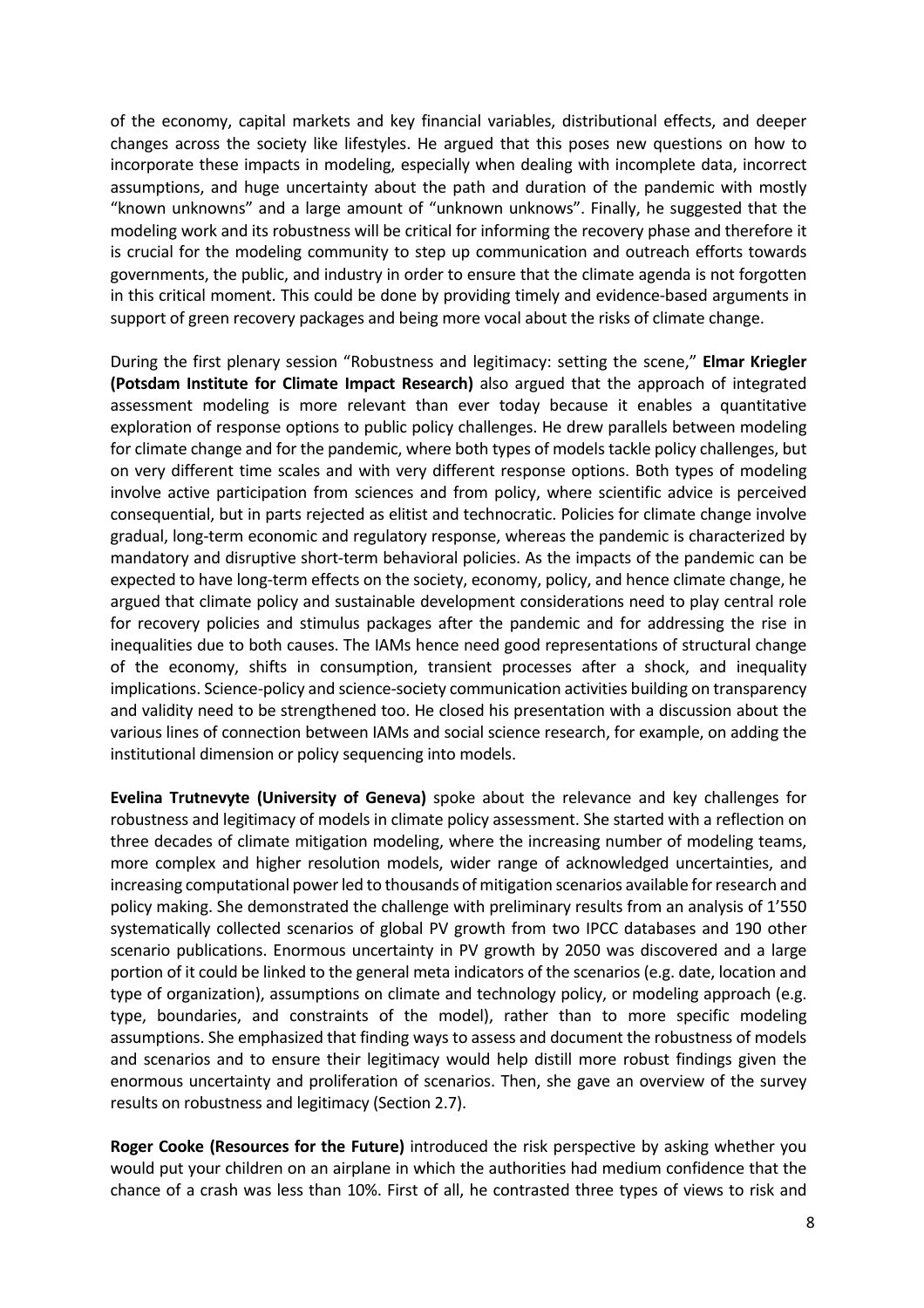of the economy, capital markets and key financial variables, distributional effects, and deeper changes across the society like lifestyles. He argued that this poses new questions on how to incorporate these impacts in modeling, especially when dealing with incomplete data, incorrect assumptions, and huge uncertainty about the path and duration of the pandemic with mostly "known unknowns" and a large amount of "unknown unknows". Finally, he suggested that the modeling work and its robustness will be critical for informing the recovery phase and therefore it is crucial for the modeling community to step up communication and outreach efforts towards governments, the public, and industry in order to ensure that the climate agenda is not forgotten in this critical moment. This could be done by providing timely and evidence-based arguments in support of green recovery packages and being more vocal about the risks of climate change.

During the first plenary session "Robustness and legitimacy: setting the scene," **Elmar Kriegler (Potsdam Institute for Climate Impact Research)** also argued that the approach of integrated assessment modeling is more relevant than ever today because it enables a quantitative exploration of response options to public policy challenges. He drew parallels between modeling for climate change and for the pandemic, where both types of models tackle policy challenges, but on very different time scales and with very different response options. Both types of modeling involve active participation from sciences and from policy, where scientific advice is perceived consequential, but in parts rejected as elitist and technocratic. Policies for climate change involve gradual, long-term economic and regulatory response, whereas the pandemic is characterized by mandatory and disruptive short-term behavioral policies. As the impacts of the pandemic can be expected to have long-term effects on the society, economy, policy, and hence climate change, he argued that climate policy and sustainable development considerations need to play central role for recovery policies and stimulus packages after the pandemic and for addressing the rise in inequalities due to both causes. The IAMs hence need good representations of structural change of the economy, shifts in consumption, transient processes after a shock, and inequality implications. Science-policy and science-society communication activities building on transparency and validity need to be strengthened too. He closed his presentation with a discussion about the various lines of connection between IAMs and social science research, for example, on adding the institutional dimension or policy sequencing into models.

**Evelina Trutnevyte (University of Geneva)** spoke about the relevance and key challenges for robustness and legitimacy of models in climate policy assessment. She started with a reflection on three decades of climate mitigation modeling, where the increasing number of modeling teams, more complex and higher resolution models, wider range of acknowledged uncertainties, and increasing computational power led to thousands of mitigation scenarios available for research and policy making. She demonstrated the challenge with preliminary results from an analysis of 1'550 systematically collected scenarios of global PV growth from two IPCC databases and 190 other scenario publications. Enormous uncertainty in PV growth by 2050 was discovered and a large portion of it could be linked to the general meta indicators of the scenarios (e.g. date, location and type of organization), assumptions on climate and technology policy, or modeling approach (e.g. type, boundaries, and constraints of the model), rather than to more specific modeling assumptions. She emphasized that finding ways to assess and document the robustness of models and scenarios and to ensure their legitimacy would help distill more robust findings given the enormous uncertainty and proliferation of scenarios. Then, she gave an overview of the survey results on robustness and legitimacy (Section 2.7).

**Roger Cooke (Resources for the Future)** introduced the risk perspective by asking whether you would put your children on an airplane in which the authorities had medium confidence that the chance of a crash was less than 10%. First of all, he contrasted three types of views to risk and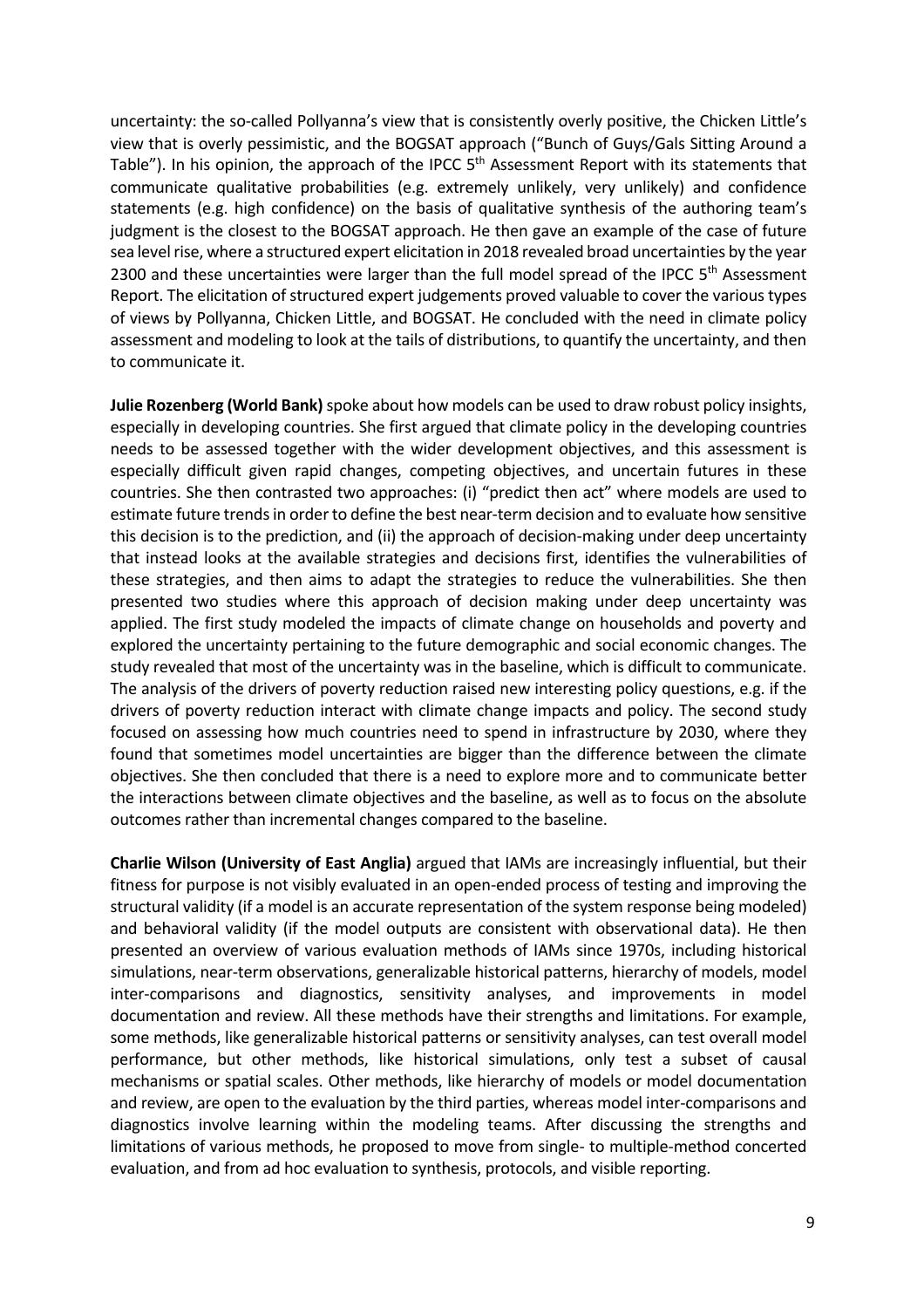uncertainty: the so-called Pollyanna's view that is consistently overly positive, the Chicken Little's view that is overly pessimistic, and the BOGSAT approach ("Bunch of Guys/Gals Sitting Around a Table"). In his opinion, the approach of the IPCC 5th Assessment Report with its statements that communicate qualitative probabilities (e.g. extremely unlikely, very unlikely) and confidence statements (e.g. high confidence) on the basis of qualitative synthesis of the authoring team's judgment is the closest to the BOGSAT approach. He then gave an example of the case of future sea level rise, where a structured expert elicitation in 2018 revealed broad uncertainties by the year 2300 and these uncertainties were larger than the full model spread of the IPCC 5th Assessment Report. The elicitation of structured expert judgements proved valuable to cover the various types of views by Pollyanna, Chicken Little, and BOGSAT. He concluded with the need in climate policy assessment and modeling to look at the tails of distributions, to quantify the uncertainty, and then to communicate it.

**Julie Rozenberg (World Bank)** spoke about how models can be used to draw robust policy insights, especially in developing countries. She first argued that climate policy in the developing countries needs to be assessed together with the wider development objectives, and this assessment is especially difficult given rapid changes, competing objectives, and uncertain futures in these countries. She then contrasted two approaches: (i) "predict then act" where models are used to estimate future trends in order to define the best near-term decision and to evaluate how sensitive this decision is to the prediction, and (ii) the approach of decision-making under deep uncertainty that instead looks at the available strategies and decisions first, identifies the vulnerabilities of these strategies, and then aims to adapt the strategies to reduce the vulnerabilities. She then presented two studies where this approach of decision making under deep uncertainty was applied. The first study modeled the impacts of climate change on households and poverty and explored the uncertainty pertaining to the future demographic and social economic changes. The study revealed that most of the uncertainty was in the baseline, which is difficult to communicate. The analysis of the drivers of poverty reduction raised new interesting policy questions, e.g. if the drivers of poverty reduction interact with climate change impacts and policy. The second study focused on assessing how much countries need to spend in infrastructure by 2030, where they found that sometimes model uncertainties are bigger than the difference between the climate objectives. She then concluded that there is a need to explore more and to communicate better the interactions between climate objectives and the baseline, as well as to focus on the absolute outcomes rather than incremental changes compared to the baseline.

**Charlie Wilson (University of East Anglia)** argued that IAMs are increasingly influential, but their fitness for purpose is not visibly evaluated in an open-ended process of testing and improving the structural validity (if a model is an accurate representation of the system response being modeled) and behavioral validity (if the model outputs are consistent with observational data). He then presented an overview of various evaluation methods of IAMs since 1970s, including historical simulations, near-term observations, generalizable historical patterns, hierarchy of models, model inter-comparisons and diagnostics, sensitivity analyses, and improvements in model documentation and review. All these methods have their strengths and limitations. For example, some methods, like generalizable historical patterns or sensitivity analyses, can test overall model performance, but other methods, like historical simulations, only test a subset of causal mechanisms or spatial scales. Other methods, like hierarchy of models or model documentation and review, are open to the evaluation by the third parties, whereas model inter-comparisons and diagnostics involve learning within the modeling teams. After discussing the strengths and limitations of various methods, he proposed to move from single- to multiple-method concerted evaluation, and from ad hoc evaluation to synthesis, protocols, and visible reporting.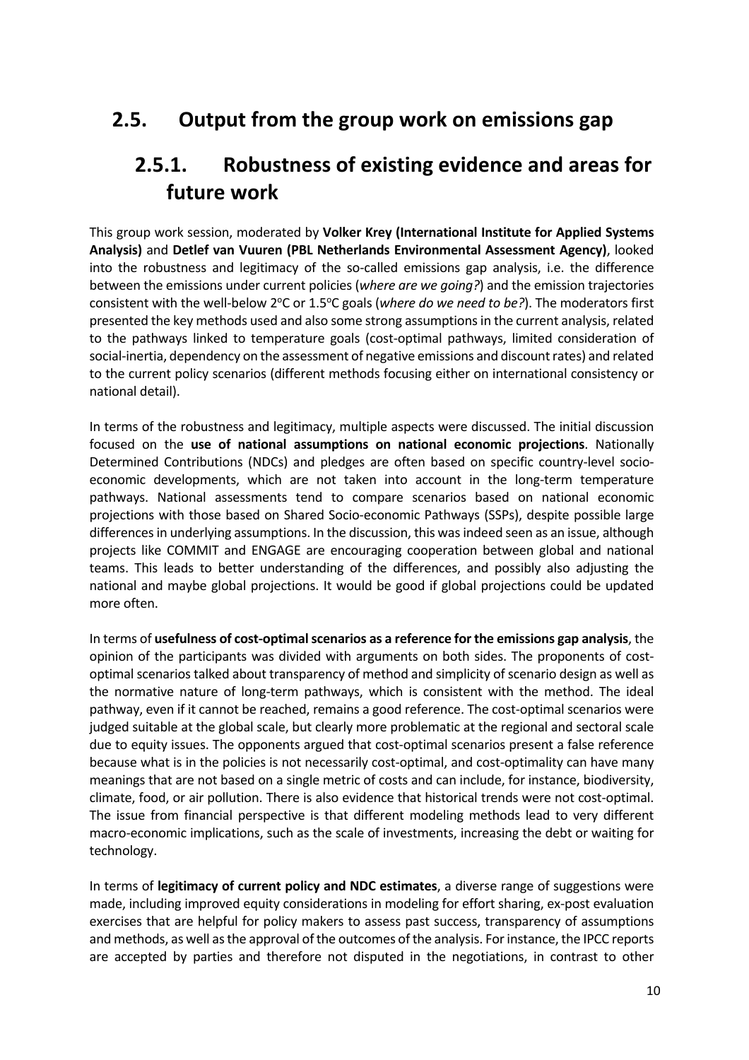## 2.5. Output from the group work on emissions gap

### 2.5.1. Robustness of existing evidence and areas for future work

This group work session, moderated by **Volker Krey (International Institute for Applied Systems Analysis)** and **Detlef van Vuuren (PBL Netherlands Environmental Assessment Agency)**, looked into the robustness and legitimacy of the so-called emissions gap analysis, i.e. the difference between the emissions under current policies (*where are we going?*) and the emission trajectories consistent with the well-below 2°C or 1.5°C goals (*where do we need to be?*). The moderators first presented the key methods used and also some strong assumptions in the current analysis, related to the pathways linked to temperature goals (cost-optimal pathways, limited consideration of social-inertia, dependency on the assessment of negative emissions and discount rates) and related to the current policy scenarios (different methods focusing either on international consistency or national detail).

In terms of the robustness and legitimacy, multiple aspects were discussed. The initial discussion focused on the **use of national assumptions on national economic projections**. Nationally Determined Contributions (NDCs) and pledges are often based on specific country-level socio-economic developments, which are not taken into account in the long-term temperature pathways. National assessments tend to compare scenarios based on national economic projections with those based on Shared Socio-economic Pathways (SSPs), despite possible large differences in underlying assumptions. In the discussion, this was indeed seen as an issue, although projects like COMMIT and ENGAGE are encouraging cooperation between global and national teams. This leads to better understanding of the differences, and possibly also adjusting the national and maybe global projections. It would be good if global projections could be updated more often.

In terms of **usefulness of cost-optimal scenarios as a reference for the emissions gap analysis**, the opinion of the participants was divided with arguments on both sides. The proponents of cost-optimal scenarios talked about transparency of method and simplicity of scenario design as well as the normative nature of long-term pathways, which is consistent with the method. The ideal pathway, even if it cannot be reached, remains a good reference. The cost-optimal scenarios were judged suitable at the global scale, but clearly more problematic at the regional and sectoral scale due to equity issues. The opponents argued that cost-optimal scenarios present a false reference because what is in the policies is not necessarily cost-optimal, and cost-optimality can have many meanings that are not based on a single metric of costs and can include, for instance, biodiversity, climate, food, or air pollution. There is also evidence that historical trends were not cost-optimal. The issue from financial perspective is that different modeling methods lead to very different macro-economic implications, such as the scale of investments, increasing the debt or waiting for technology.

In terms of **legitimacy of current policy and NDC estimates**, a diverse range of suggestions were made, including improved equity considerations in modeling for effort sharing, ex-post evaluation exercises that are helpful for policy makers to assess past success, transparency of assumptions and methods, as well as the approval of the outcomes of the analysis. For instance, the IPCC reports are accepted by parties and therefore not disputed in the negotiations, in contrast to other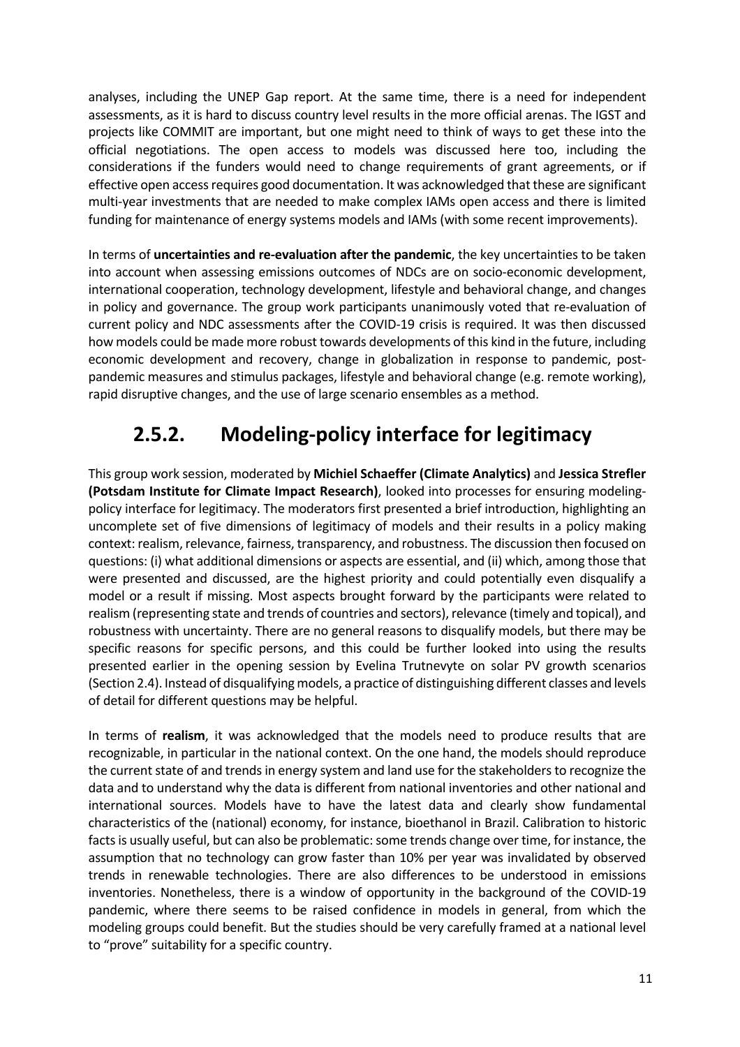analyses, including the UNEP Gap report. At the same time, there is a need for independent assessments, as it is hard to discuss country level results in the more official arenas. The IGST and projects like COMMIT are important, but one might need to think of ways to get these into the official negotiations. The open access to models was discussed here too, including the considerations if the funders would need to change requirements of grant agreements, or if effective open access requires good documentation. It was acknowledged that these are significant multi-year investments that are needed to make complex IAMs open access and there is limited funding for maintenance of energy systems models and IAMs (with some recent improvements).

In terms of **uncertainties and re-evaluation after the pandemic**, the key uncertainties to be taken into account when assessing emissions outcomes of NDCs are on socio-economic development, international cooperation, technology development, lifestyle and behavioral change, and changes in policy and governance. The group work participants unanimously voted that re-evaluation of current policy and NDC assessments after the COVID-19 crisis is required. It was then discussed how models could be made more robust towards developments of this kind in the future, including economic development and recovery, change in globalization in response to pandemic, post-pandemic measures and stimulus packages, lifestyle and behavioral change (e.g. remote working), rapid disruptive changes, and the use of large scenario ensembles as a method.

### 2.5.2. Modeling-policy interface for legitimacy

This group work session, moderated by **Michiel Schaeffer (Climate Analytics)** and **Jessica Strefler (Potsdam Institute for Climate Impact Research)**, looked into processes for ensuring modeling-policy interface for legitimacy. The moderators first presented a brief introduction, highlighting an uncomplete set of five dimensions of legitimacy of models and their results in a policy making context: realism, relevance, fairness, transparency, and robustness. The discussion then focused on questions: (i) what additional dimensions or aspects are essential, and (ii) which, among those that were presented and discussed, are the highest priority and could potentially even disqualify a model or a result if missing. Most aspects brought forward by the participants were related to realism (representing state and trends of countries and sectors), relevance (timely and topical), and robustness with uncertainty. There are no general reasons to disqualify models, but there may be specific reasons for specific persons, and this could be further looked into using the results presented earlier in the opening session by Evelina Trutnevyte on solar PV growth scenarios (Section 2.4). Instead of disqualifying models, a practice of distinguishing different classes and levels of detail for different questions may be helpful.

In terms of **realism**, it was acknowledged that the models need to produce results that are recognizable, in particular in the national context. On the one hand, the models should reproduce the current state of and trends in energy system and land use for the stakeholders to recognize the data and to understand why the data is different from national inventories and other national and international sources. Models have to have the latest data and clearly show fundamental characteristics of the (national) economy, for instance, bioethanol in Brazil. Calibration to historic facts is usually useful, but can also be problematic: some trends change over time, for instance, the assumption that no technology can grow faster than 10% per year was invalidated by observed trends in renewable technologies. There are also differences to be understood in emissions inventories. Nonetheless, there is a window of opportunity in the background of the COVID-19 pandemic, where there seems to be raised confidence in models in general, from which the modeling groups could benefit. But the studies should be very carefully framed at a national level to "prove" suitability for a specific country.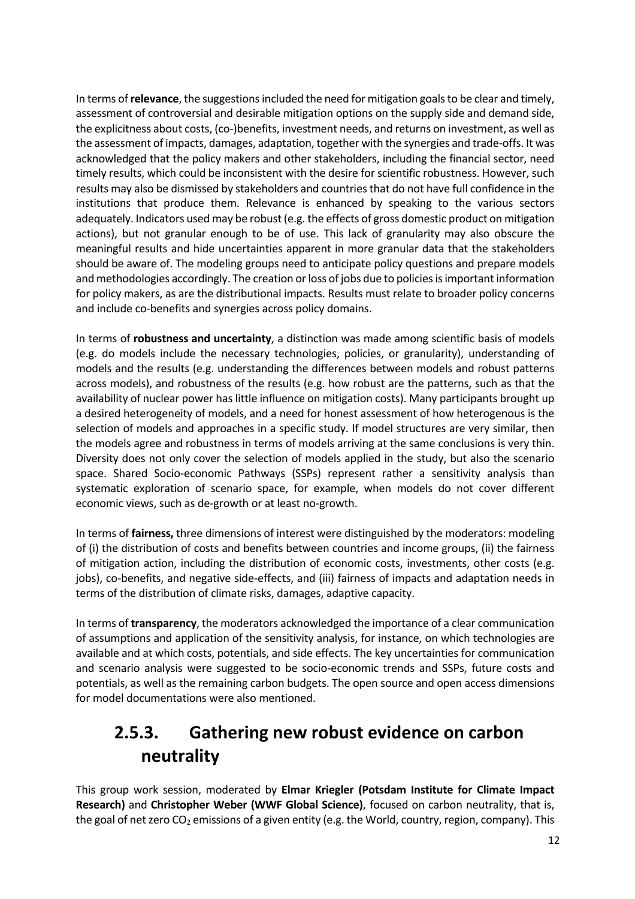In terms of **relevance**, the suggestions included the need for mitigation goals to be clear and timely, assessment of controversial and desirable mitigation options on the supply side and demand side, the explicitness about costs, (co-)benefits, investment needs, and returns on investment, as well as the assessment of impacts, damages, adaptation, together with the synergies and trade-offs. It was acknowledged that the policy makers and other stakeholders, including the financial sector, need timely results, which could be inconsistent with the desire for scientific robustness. However, such results may also be dismissed by stakeholders and countries that do not have full confidence in the institutions that produce them. Relevance is enhanced by speaking to the various sectors adequately. Indicators used may be robust (e.g. the effects of gross domestic product on mitigation actions), but not granular enough to be of use. This lack of granularity may also obscure the meaningful results and hide uncertainties apparent in more granular data that the stakeholders should be aware of. The modeling groups need to anticipate policy questions and prepare models and methodologies accordingly. The creation or loss of jobs due to policies is important information for policy makers, as are the distributional impacts. Results must relate to broader policy concerns and include co-benefits and synergies across policy domains.

In terms of **robustness and uncertainty**, a distinction was made among scientific basis of models (e.g. do models include the necessary technologies, policies, or granularity), understanding of models and the results (e.g. understanding the differences between models and robust patterns across models), and robustness of the results (e.g. how robust are the patterns, such as that the availability of nuclear power has little influence on mitigation costs). Many participants brought up a desired heterogeneity of models, and a need for honest assessment of how heterogenous is the selection of models and approaches in a specific study. If model structures are very similar, then the models agree and robustness in terms of models arriving at the same conclusions is very thin. Diversity does not only cover the selection of models applied in the study, but also the scenario space. Shared Socio-economic Pathways (SSPs) represent rather a sensitivity analysis than systematic exploration of scenario space, for example, when models do not cover different economic views, such as de-growth or at least no-growth.

In terms of **fairness,** three dimensions of interest were distinguished by the moderators: modeling of (i) the distribution of costs and benefits between countries and income groups, (ii) the fairness of mitigation action, including the distribution of economic costs, investments, other costs (e.g. jobs), co-benefits, and negative side-effects, and (iii) fairness of impacts and adaptation needs in terms of the distribution of climate risks, damages, adaptive capacity.

In terms of **transparency**, the moderators acknowledged the importance of a clear communication of assumptions and application of the sensitivity analysis, for instance, on which technologies are available and at which costs, potentials, and side effects. The key uncertainties for communication and scenario analysis were suggested to be socio-economic trends and SSPs, future costs and potentials, as well as the remaining carbon budgets. The open source and open access dimensions for model documentations were also mentioned.

## 2.5.3. Gathering new robust evidence on carbon neutrality

This group work session, moderated by **Elmar Kriegler (Potsdam Institute for Climate Impact Research)** and **Christopher Weber (WWF Global Science)**, focused on carbon neutrality, that is, the goal of net zero $CO_2$ emissions of a given entity (e.g. the World, country, region, company). This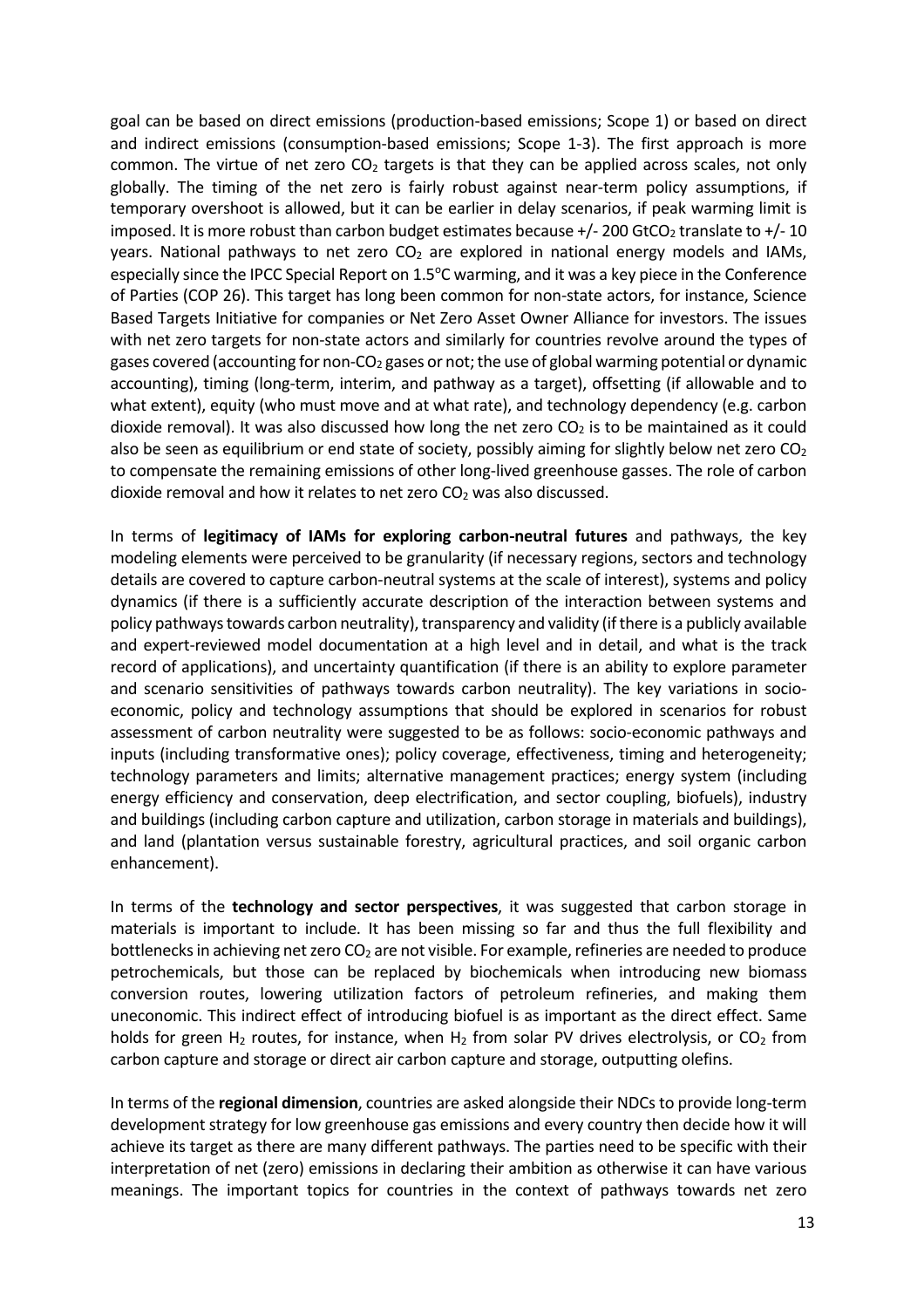goal can be based on direct emissions (production-based emissions; Scope 1) or based on direct and indirect emissions (consumption-based emissions; Scope 1-3). The first approach is more common. The virtue of net zero $CO_2$ targets is that they can be applied across scales, not only globally. The timing of the net zero is fairly robust against near-term policy assumptions, if temporary overshoot is allowed, but it can be earlier in delay scenarios, if peak warming limit is imposed. It is more robust than carbon budget estimates because +/- 200 $GtCO_2$ translate to +/- 10 years. National pathways to net zero $CO_2$ are explored in national energy models and IAMs, especially since the IPCC Special Report on 1.5°C warming, and it was a key piece in the Conference of Parties (COP 26). This target has long been common for non-state actors, for instance, Science Based Targets Initiative for companies or Net Zero Asset Owner Alliance for investors. The issues with net zero targets for non-state actors and similarly for countries revolve around the types of gases covered (accounting for non-$CO_2$ gases or not; the use of global warming potential or dynamic accounting), timing (long-term, interim, and pathway as a target), offsetting (if allowable and to what extent), equity (who must move and at what rate), and technology dependency (e.g. carbon dioxide removal). It was also discussed how long the net zero $CO_2$ is to be maintained as it could also be seen as equilibrium or end state of society, possibly aiming for slightly below net zero $CO_2$ to compensate the remaining emissions of other long-lived greenhouse gasses. The role of carbon dioxide removal and how it relates to net zero $CO_2$ was also discussed.

In terms of **legitimacy of IAMs for exploring carbon-neutral futures** and pathways, the key modeling elements were perceived to be granularity (if necessary regions, sectors and technology details are covered to capture carbon-neutral systems at the scale of interest), systems and policy dynamics (if there is a sufficiently accurate description of the interaction between systems and policy pathways towards carbon neutrality), transparency and validity (if there is a publicly available and expert-reviewed model documentation at a high level and in detail, and what is the track record of applications), and uncertainty quantification (if there is an ability to explore parameter and scenario sensitivities of pathways towards carbon neutrality). The key variations in socio-economic, policy and technology assumptions that should be explored in scenarios for robust assessment of carbon neutrality were suggested to be as follows: socio-economic pathways and inputs (including transformative ones); policy coverage, effectiveness, timing and heterogeneity; technology parameters and limits; alternative management practices; energy system (including energy efficiency and conservation, deep electrification, and sector coupling, biofuels), industry and buildings (including carbon capture and utilization, carbon storage in materials and buildings), and land (plantation versus sustainable forestry, agricultural practices, and soil organic carbon enhancement).

In terms of the **technology and sector perspectives**, it was suggested that carbon storage in materials is important to include. It has been missing so far and thus the full flexibility and bottlenecks in achieving net zero $CO_2$ are not visible. For example, refineries are needed to produce petrochemicals, but those can be replaced by biochemicals when introducing new biomass conversion routes, lowering utilization factors of petroleum refineries, and making them uneconomic. This indirect effect of introducing biofuel is as important as the direct effect. Same holds for green $H_2$ routes, for instance, when $H_2$ from solar PV drives electrolysis, or $CO_2$ from carbon capture and storage or direct air carbon capture and storage, outputting olefins.

In terms of the **regional dimension**, countries are asked alongside their NDCs to provide long-term development strategy for low greenhouse gas emissions and every country then decide how it will achieve its target as there are many different pathways. The parties need to be specific with their interpretation of net (zero) emissions in declaring their ambition as otherwise it can have various meanings. The important topics for countries in the context of pathways towards net zero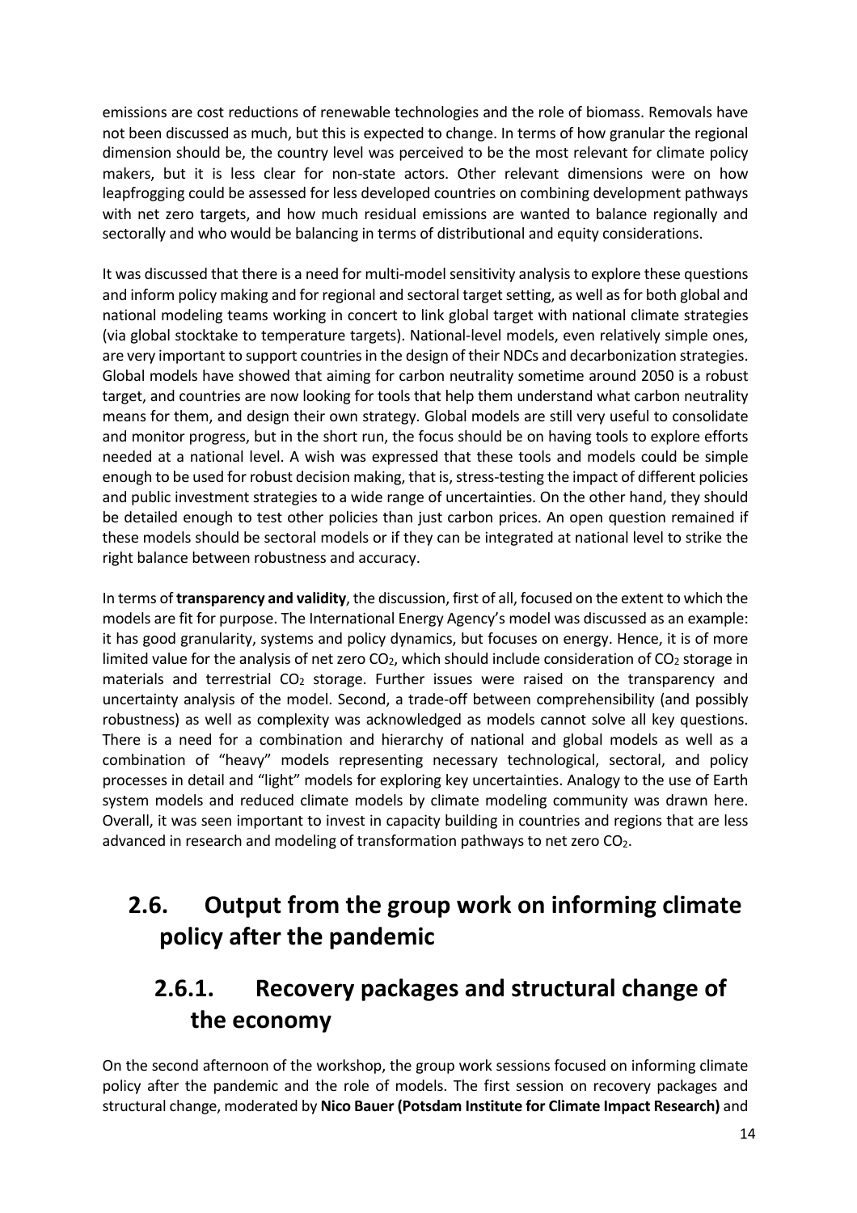emissions are cost reductions of renewable technologies and the role of biomass. Removals have not been discussed as much, but this is expected to change. In terms of how granular the regional dimension should be, the country level was perceived to be the most relevant for climate policy makers, but it is less clear for non-state actors. Other relevant dimensions were on how leapfrogging could be assessed for less developed countries on combining development pathways with net zero targets, and how much residual emissions are wanted to balance regionally and sectorally and who would be balancing in terms of distributional and equity considerations.

It was discussed that there is a need for multi-model sensitivity analysis to explore these questions and inform policy making and for regional and sectoral target setting, as well as for both global and national modeling teams working in concert to link global target with national climate strategies (via global stocktake to temperature targets). National-level models, even relatively simple ones, are very important to support countries in the design of their NDCs and decarbonization strategies. Global models have showed that aiming for carbon neutrality sometime around 2050 is a robust target, and countries are now looking for tools that help them understand what carbon neutrality means for them, and design their own strategy. Global models are still very useful to consolidate and monitor progress, but in the short run, the focus should be on having tools to explore efforts needed at a national level. A wish was expressed that these tools and models could be simple enough to be used for robust decision making, that is, stress-testing the impact of different policies and public investment strategies to a wide range of uncertainties. On the other hand, they should be detailed enough to test other policies than just carbon prices. An open question remained if these models should be sectoral models or if they can be integrated at national level to strike the right balance between robustness and accuracy.

In terms of **transparency and validity**, the discussion, first of all, focused on the extent to which the models are fit for purpose. The International Energy Agency's model was discussed as an example: it has good granularity, systems and policy dynamics, but focuses on energy. Hence, it is of more limited value for the analysis of net zero $CO_2$, which should include consideration of $CO_2$ storage in materials and terrestrial $CO_2$ storage. Further issues were raised on the transparency and uncertainty analysis of the model. Second, a trade-off between comprehensibility (and possibly robustness) as well as complexity was acknowledged as models cannot solve all key questions. There is a need for a combination and hierarchy of national and global models as well as a combination of "heavy" models representing necessary technological, sectoral, and policy processes in detail and "light" models for exploring key uncertainties. Analogy to the use of Earth system models and reduced climate models by climate modeling community was drawn here. Overall, it was seen important to invest in capacity building in countries and regions that are less advanced in research and modeling of transformation pathways to net zero $CO_2$.

## 2.6. Output from the group work on informing climate policy after the pandemic

### 2.6.1. Recovery packages and structural change of the economy

On the second afternoon of the workshop, the group work sessions focused on informing climate policy after the pandemic and the role of models. The first session on recovery packages and structural change, moderated by **Nico Bauer (Potsdam Institute for Climate Impact Research)** and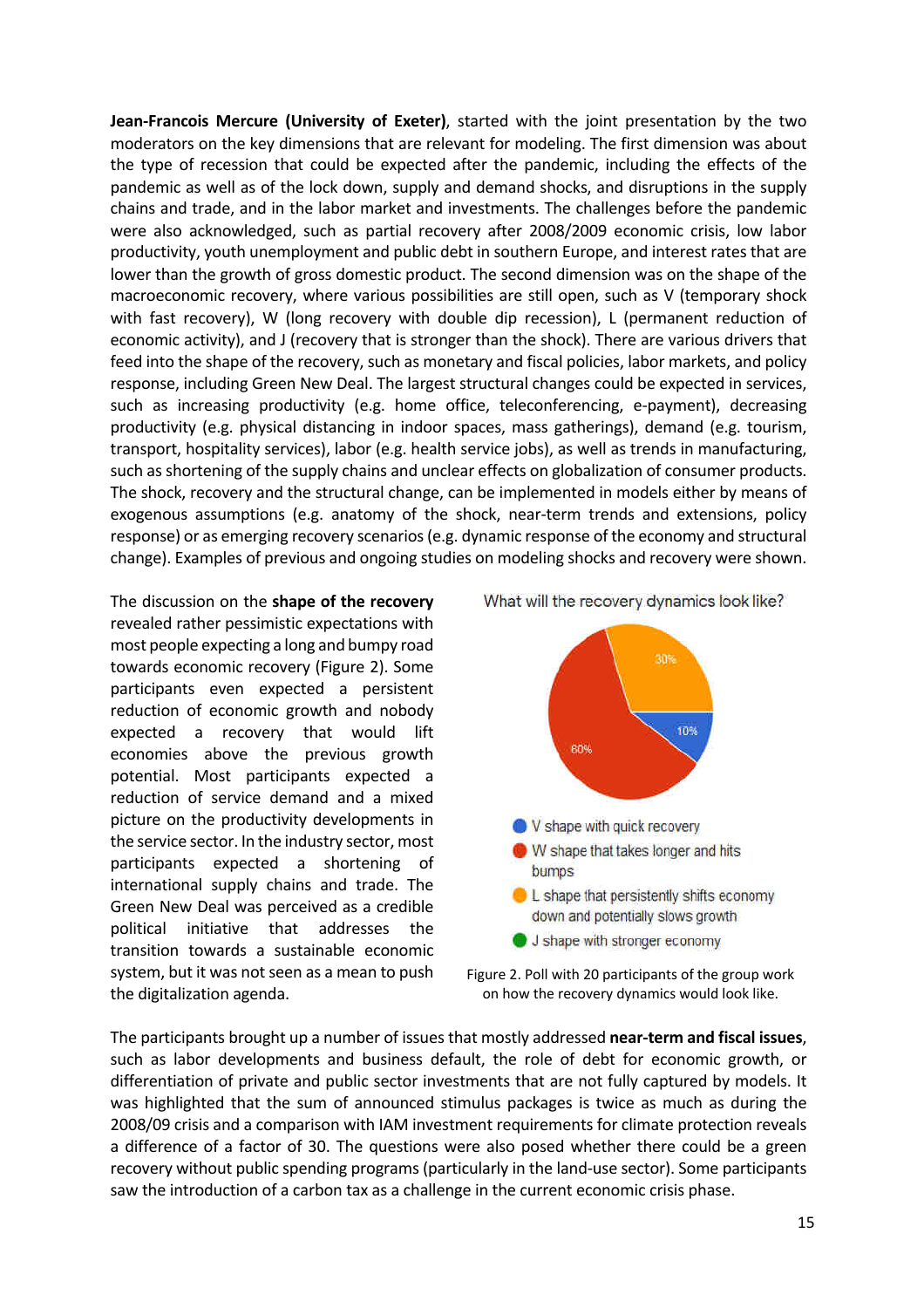**Jean-Francois Mercure (University of Exeter)**, started with the joint presentation by the two moderators on the key dimensions that are relevant for modeling. The first dimension was about the type of recession that could be expected after the pandemic, including the effects of the pandemic as well as of the lock down, supply and demand shocks, and disruptions in the supply chains and trade, and in the labor market and investments. The challenges before the pandemic were also acknowledged, such as partial recovery after 2008/2009 economic crisis, low labor productivity, youth unemployment and public debt in southern Europe, and interest rates that are lower than the growth of gross domestic product. The second dimension was on the shape of the macroeconomic recovery, where various possibilities are still open, such as V (temporary shock with fast recovery), W (long recovery with double dip recession), L (permanent reduction of economic activity), and J (recovery that is stronger than the shock). There are various drivers that feed into the shape of the recovery, such as monetary and fiscal policies, labor markets, and policy response, including Green New Deal. The largest structural changes could be expected in services, such as increasing productivity (e.g. home office, teleconferencing, e-payment), decreasing productivity (e.g. physical distancing in indoor spaces, mass gatherings), demand (e.g. tourism, transport, hospitality services), labor (e.g. health service jobs), as well as trends in manufacturing, such as shortening of the supply chains and unclear effects on globalization of consumer products. The shock, recovery and the structural change, can be implemented in models either by means of exogenous assumptions (e.g. anatomy of the shock, near-term trends and extensions, policy response) or as emerging recovery scenarios (e.g. dynamic response of the economy and structural change). Examples of previous and ongoing studies on modeling shocks and recovery were shown.

The discussion on the **shape of the recovery** revealed rather pessimistic expectations with most people expecting a long and bumpy road towards economic recovery (Figure 2). Some participants even expected a persistent reduction of economic growth and nobody expected a recovery that would lift economies above the previous growth potential. Most participants expected a reduction of service demand and a mixed picture on the productivity developments in the service sector. In the industry sector, most participants expected a shortening of international supply chains and trade. The Green New Deal was perceived as a credible political initiative that addresses the transition towards a sustainable economic system, but it was not seen as a mean to push the digitalization agenda.

What will the recovery dynamics look like?

- V shape with quick recovery: 10%
- W shape that takes longer and hits bumps: 60%
- L shape that persistently shifts economy down and potentially slows growth: 30%
- J shape with stronger economy

Figure 2. Poll with 20 participants of the group work on how the recovery dynamics would look like.

The participants brought up a number of issues that mostly addressed **near-term and fiscal issues**, such as labor developments and business default, the role of debt for economic growth, or differentiation of private and public sector investments that are not fully captured by models. It was highlighted that the sum of announced stimulus packages is twice as much as during the 2008/09 crisis and a comparison with IAM investment requirements for climate protection reveals a difference of a factor of 30. The questions were also posed whether there could be a green recovery without public spending programs (particularly in the land-use sector). Some participants saw the introduction of a carbon tax as a challenge in the current economic crisis phase.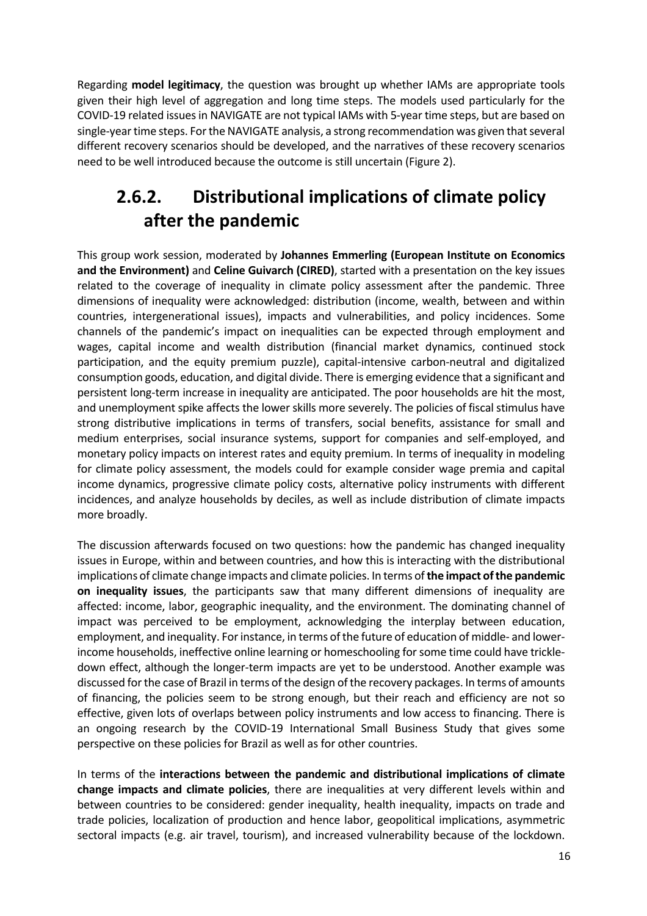Regarding **model legitimacy**, the question was brought up whether IAMs are appropriate tools given their high level of aggregation and long time steps. The models used particularly for the COVID-19 related issues in NAVIGATE are not typical IAMs with 5-year time steps, but are based on single-year time steps. For the NAVIGATE analysis, a strong recommendation was given that several different recovery scenarios should be developed, and the narratives of these recovery scenarios need to be well introduced because the outcome is still uncertain (Figure 2).

## 2.6.2. Distributional implications of climate policy after the pandemic

This group work session, moderated by **Johannes Emmerling (European Institute on Economics and the Environment)** and **Celine Guivarch (CIRED)**, started with a presentation on the key issues related to the coverage of inequality in climate policy assessment after the pandemic. Three dimensions of inequality were acknowledged: distribution (income, wealth, between and within countries, intergenerational issues), impacts and vulnerabilities, and policy incidences. Some channels of the pandemic's impact on inequalities can be expected through employment and wages, capital income and wealth distribution (financial market dynamics, continued stock participation, and the equity premium puzzle), capital-intensive carbon-neutral and digitalized consumption goods, education, and digital divide. There is emerging evidence that a significant and persistent long-term increase in inequality are anticipated. The poor households are hit the most, and unemployment spike affects the lower skills more severely. The policies of fiscal stimulus have strong distributive implications in terms of transfers, social benefits, assistance for small and medium enterprises, social insurance systems, support for companies and self-employed, and monetary policy impacts on interest rates and equity premium. In terms of inequality in modeling for climate policy assessment, the models could for example consider wage premia and capital income dynamics, progressive climate policy costs, alternative policy instruments with different incidences, and analyze households by deciles, as well as include distribution of climate impacts more broadly.

The discussion afterwards focused on two questions: how the pandemic has changed inequality issues in Europe, within and between countries, and how this is interacting with the distributional implications of climate change impacts and climate policies. In terms of **the impact of the pandemic on inequality issues**, the participants saw that many different dimensions of inequality are affected: income, labor, geographic inequality, and the environment. The dominating channel of impact was perceived to be employment, acknowledging the interplay between education, employment, and inequality. For instance, in terms of the future of education of middle- and lower-income households, ineffective online learning or homeschooling for some time could have trickle-down effect, although the longer-term impacts are yet to be understood. Another example was discussed for the case of Brazil in terms of the design of the recovery packages. In terms of amounts of financing, the policies seem to be strong enough, but their reach and efficiency are not so effective, given lots of overlaps between policy instruments and low access to financing. There is an ongoing research by the COVID-19 International Small Business Study that gives some perspective on these policies for Brazil as well as for other countries.

In terms of the **interactions between the pandemic and distributional implications of climate change impacts and climate policies**, there are inequalities at very different levels within and between countries to be considered: gender inequality, health inequality, impacts on trade and trade policies, localization of production and hence labor, geopolitical implications, asymmetric sectoral impacts (e.g. air travel, tourism), and increased vulnerability because of the lockdown.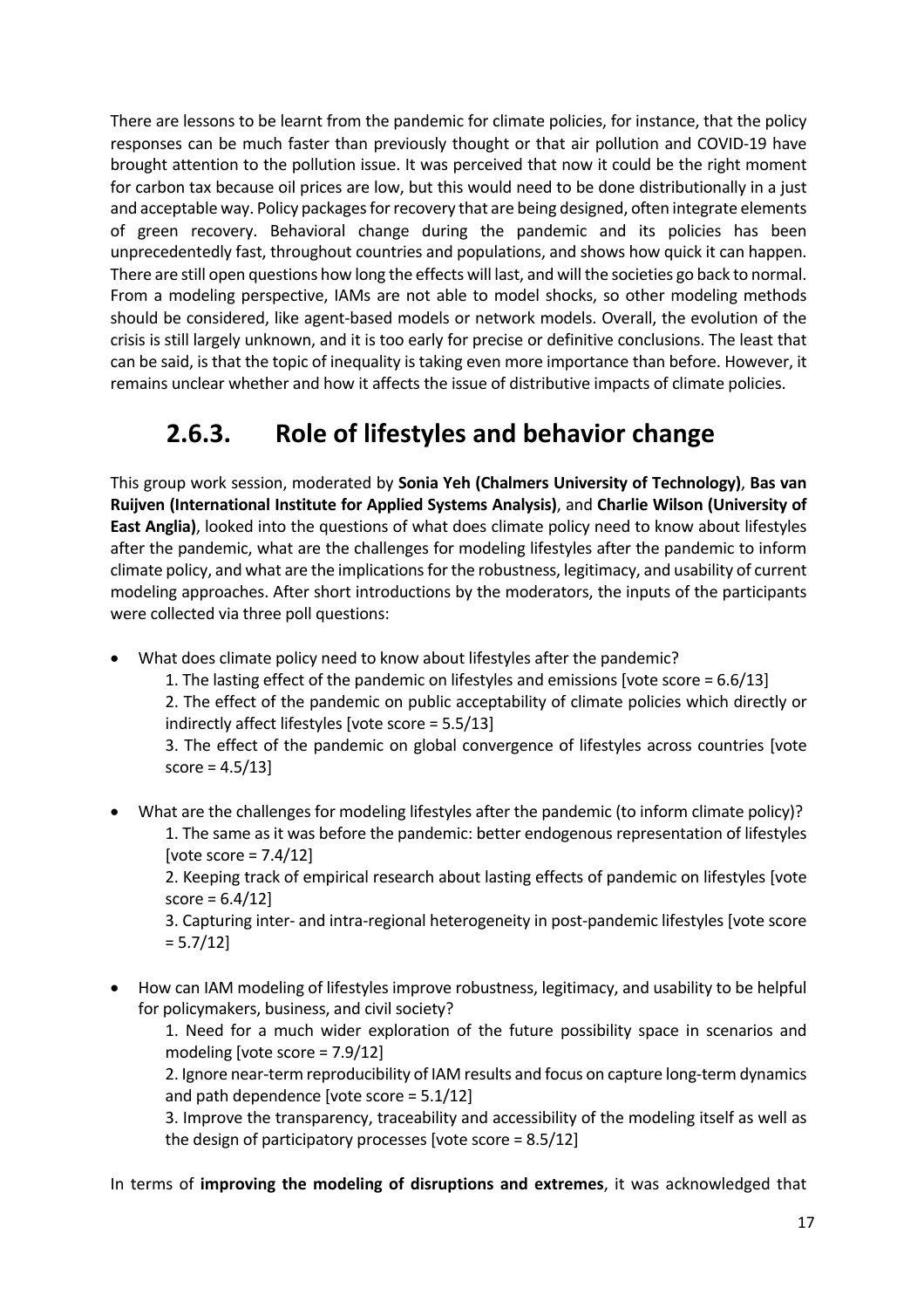There are lessons to be learnt from the pandemic for climate policies, for instance, that the policy responses can be much faster than previously thought or that air pollution and COVID-19 have brought attention to the pollution issue. It was perceived that now it could be the right moment for carbon tax because oil prices are low, but this would need to be done distributionally in a just and acceptable way. Policy packages for recovery that are being designed, often integrate elements of green recovery. Behavioral change during the pandemic and its policies has been unprecedentedly fast, throughout countries and populations, and shows how quick it can happen. There are still open questions how long the effects will last, and will the societies go back to normal. From a modeling perspective, IAMs are not able to model shocks, so other modeling methods should be considered, like agent-based models or network models. Overall, the evolution of the crisis is still largely unknown, and it is too early for precise or definitive conclusions. The least that can be said, is that the topic of inequality is taking even more importance than before. However, it remains unclear whether and how it affects the issue of distributive impacts of climate policies.

## 2.6.3. Role of lifestyles and behavior change

This group work session, moderated by **Sonia Yeh (Chalmers University of Technology)**, **Bas van Ruijven (International Institute for Applied Systems Analysis)**, and **Charlie Wilson (University of East Anglia)**, looked into the questions of what does climate policy need to know about lifestyles after the pandemic, what are the challenges for modeling lifestyles after the pandemic to inform climate policy, and what are the implications for the robustness, legitimacy, and usability of current modeling approaches. After short introductions by the moderators, the inputs of the participants were collected via three poll questions:

- What does climate policy need to know about lifestyles after the pandemic?
  1. The lasting effect of the pandemic on lifestyles and emissions [vote score = 6.6/13]
  2. The effect of the pandemic on public acceptability of climate policies which directly or indirectly affect lifestyles [vote score = 5.5/13]
  3. The effect of the pandemic on global convergence of lifestyles across countries [vote score = 4.5/13]

- What are the challenges for modeling lifestyles after the pandemic (to inform climate policy)?
  1. The same as it was before the pandemic: better endogenous representation of lifestyles [vote score = 7.4/12]
  2. Keeping track of empirical research about lasting effects of pandemic on lifestyles [vote score = 6.4/12]
  3. Capturing inter- and intra-regional heterogeneity in post-pandemic lifestyles [vote score = 5.7/12]

- How can IAM modeling of lifestyles improve robustness, legitimacy, and usability to be helpful for policymakers, business, and civil society?
  1. Need for a much wider exploration of the future possibility space in scenarios and modeling [vote score = 7.9/12]
  2. Ignore near-term reproducibility of IAM results and focus on capture long-term dynamics and path dependence [vote score = 5.1/12]
  3. Improve the transparency, traceability and accessibility of the modeling itself as well as the design of participatory processes [vote score = 8.5/12]

In terms of **improving the modeling of disruptions and extremes**, it was acknowledged that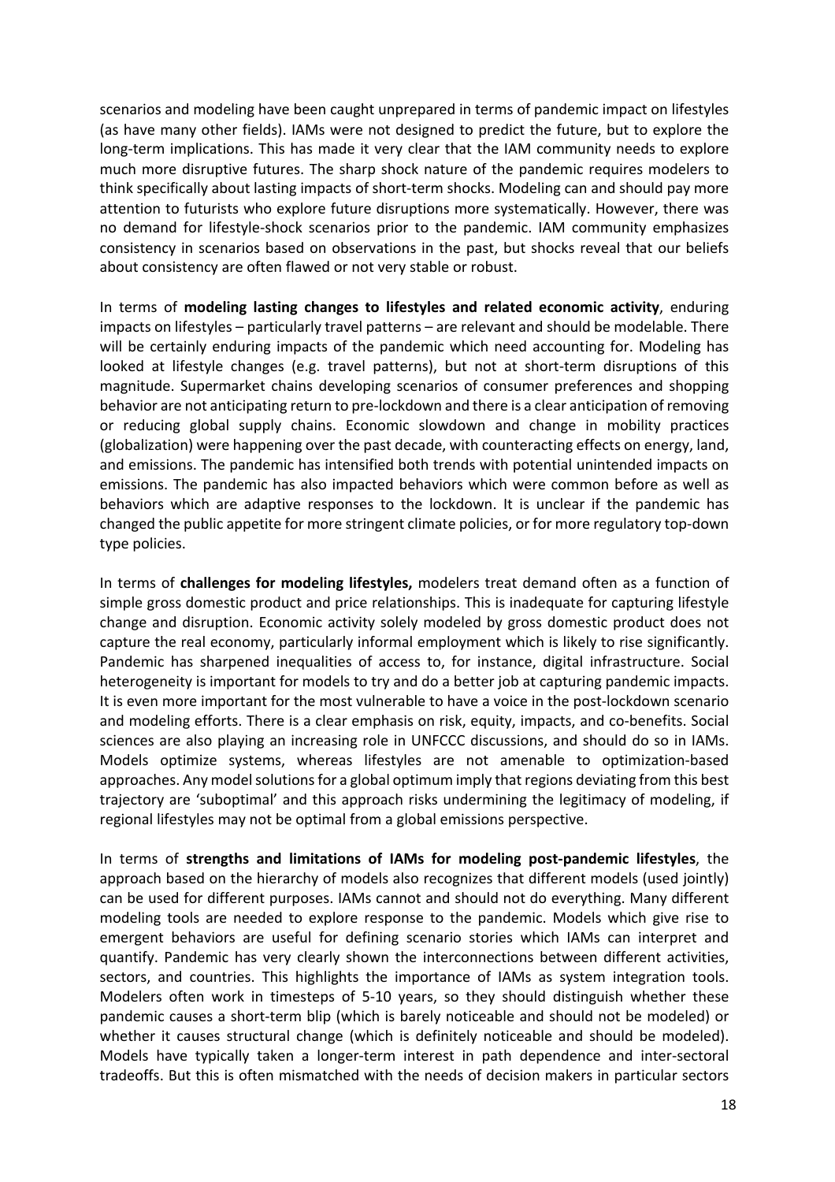scenarios and modeling have been caught unprepared in terms of pandemic impact on lifestyles (as have many other fields). IAMs were not designed to predict the future, but to explore the long-term implications. This has made it very clear that the IAM community needs to explore much more disruptive futures. The sharp shock nature of the pandemic requires modelers to think specifically about lasting impacts of short-term shocks. Modeling can and should pay more attention to futurists who explore future disruptions more systematically. However, there was no demand for lifestyle-shock scenarios prior to the pandemic. IAM community emphasizes consistency in scenarios based on observations in the past, but shocks reveal that our beliefs about consistency are often flawed or not very stable or robust.

In terms of **modeling lasting changes to lifestyles and related economic activity**, enduring impacts on lifestyles – particularly travel patterns – are relevant and should be modelable. There will be certainly enduring impacts of the pandemic which need accounting for. Modeling has looked at lifestyle changes (e.g. travel patterns), but not at short-term disruptions of this magnitude. Supermarket chains developing scenarios of consumer preferences and shopping behavior are not anticipating return to pre-lockdown and there is a clear anticipation of removing or reducing global supply chains. Economic slowdown and change in mobility practices (globalization) were happening over the past decade, with counteracting effects on energy, land, and emissions. The pandemic has intensified both trends with potential unintended impacts on emissions. The pandemic has also impacted behaviors which were common before as well as behaviors which are adaptive responses to the lockdown. It is unclear if the pandemic has changed the public appetite for more stringent climate policies, or for more regulatory top-down type policies.

In terms of **challenges for modeling lifestyles,** modelers treat demand often as a function of simple gross domestic product and price relationships. This is inadequate for capturing lifestyle change and disruption. Economic activity solely modeled by gross domestic product does not capture the real economy, particularly informal employment which is likely to rise significantly. Pandemic has sharpened inequalities of access to, for instance, digital infrastructure. Social heterogeneity is important for models to try and do a better job at capturing pandemic impacts. It is even more important for the most vulnerable to have a voice in the post-lockdown scenario and modeling efforts. There is a clear emphasis on risk, equity, impacts, and co-benefits. Social sciences are also playing an increasing role in UNFCCC discussions, and should do so in IAMs. Models optimize systems, whereas lifestyles are not amenable to optimization-based approaches. Any model solutions for a global optimum imply that regions deviating from this best trajectory are 'suboptimal' and this approach risks undermining the legitimacy of modeling, if regional lifestyles may not be optimal from a global emissions perspective.

In terms of **strengths and limitations of IAMs for modeling post-pandemic lifestyles**, the approach based on the hierarchy of models also recognizes that different models (used jointly) can be used for different purposes. IAMs cannot and should not do everything. Many different modeling tools are needed to explore response to the pandemic. Models which give rise to emergent behaviors are useful for defining scenario stories which IAMs can interpret and quantify. Pandemic has very clearly shown the interconnections between different activities, sectors, and countries. This highlights the importance of IAMs as system integration tools. Modelers often work in timesteps of 5-10 years, so they should distinguish whether these pandemic causes a short-term blip (which is barely noticeable and should not be modeled) or whether it causes structural change (which is definitely noticeable and should be modeled). Models have typically taken a longer-term interest in path dependence and inter-sectoral tradeoffs. But this is often mismatched with the needs of decision makers in particular sectors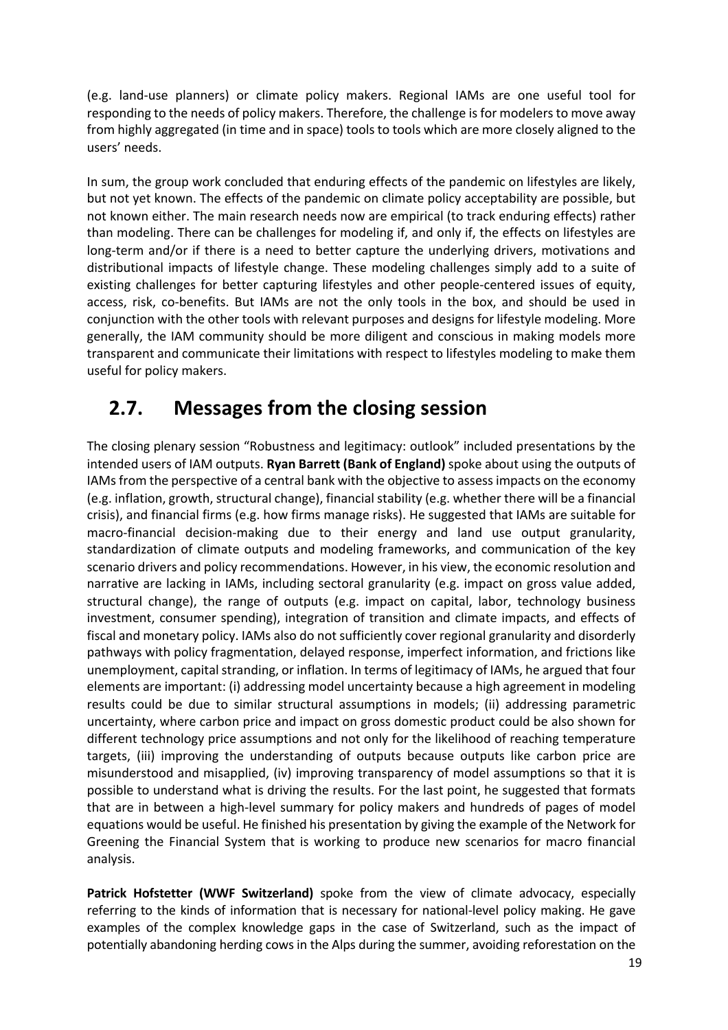(e.g. land-use planners) or climate policy makers. Regional IAMs are one useful tool for responding to the needs of policy makers. Therefore, the challenge is for modelers to move away from highly aggregated (in time and in space) tools to tools which are more closely aligned to the users' needs.

In sum, the group work concluded that enduring effects of the pandemic on lifestyles are likely, but not yet known. The effects of the pandemic on climate policy acceptability are possible, but not known either. The main research needs now are empirical (to track enduring effects) rather than modeling. There can be challenges for modeling if, and only if, the effects on lifestyles are long-term and/or if there is a need to better capture the underlying drivers, motivations and distributional impacts of lifestyle change. These modeling challenges simply add to a suite of existing challenges for better capturing lifestyles and other people-centered issues of equity, access, risk, co-benefits. But IAMs are not the only tools in the box, and should be used in conjunction with the other tools with relevant purposes and designs for lifestyle modeling. More generally, the IAM community should be more diligent and conscious in making models more transparent and communicate their limitations with respect to lifestyles modeling to make them useful for policy makers.

## 2.7. Messages from the closing session

The closing plenary session "Robustness and legitimacy: outlook" included presentations by the intended users of IAM outputs. **Ryan Barrett (Bank of England)** spoke about using the outputs of IAMs from the perspective of a central bank with the objective to assess impacts on the economy (e.g. inflation, growth, structural change), financial stability (e.g. whether there will be a financial crisis), and financial firms (e.g. how firms manage risks). He suggested that IAMs are suitable for macro-financial decision-making due to their energy and land use output granularity, standardization of climate outputs and modeling frameworks, and communication of the key scenario drivers and policy recommendations. However, in his view, the economic resolution and narrative are lacking in IAMs, including sectoral granularity (e.g. impact on gross value added, structural change), the range of outputs (e.g. impact on capital, labor, technology business investment, consumer spending), integration of transition and climate impacts, and effects of fiscal and monetary policy. IAMs also do not sufficiently cover regional granularity and disorderly pathways with policy fragmentation, delayed response, imperfect information, and frictions like unemployment, capital stranding, or inflation. In terms of legitimacy of IAMs, he argued that four elements are important: (i) addressing model uncertainty because a high agreement in modeling results could be due to similar structural assumptions in models; (ii) addressing parametric uncertainty, where carbon price and impact on gross domestic product could be also shown for different technology price assumptions and not only for the likelihood of reaching temperature targets, (iii) improving the understanding of outputs because outputs like carbon price are misunderstood and misapplied, (iv) improving transparency of model assumptions so that it is possible to understand what is driving the results. For the last point, he suggested that formats that are in between a high-level summary for policy makers and hundreds of pages of model equations would be useful. He finished his presentation by giving the example of the Network for Greening the Financial System that is working to produce new scenarios for macro financial analysis.

**Patrick Hofstetter (WWF Switzerland)** spoke from the view of climate advocacy, especially referring to the kinds of information that is necessary for national-level policy making. He gave examples of the complex knowledge gaps in the case of Switzerland, such as the impact of potentially abandoning herding cows in the Alps during the summer, avoiding reforestation on the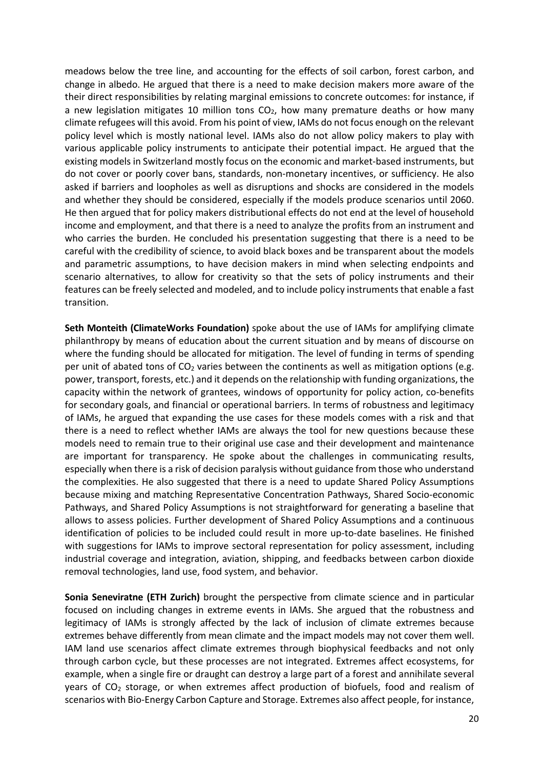meadows below the tree line, and accounting for the effects of soil carbon, forest carbon, and change in albedo. He argued that there is a need to make decision makers more aware of the their direct responsibilities by relating marginal emissions to concrete outcomes: for instance, if a new legislation mitigates 10 million tons $CO_2$, how many premature deaths or how many climate refugees will this avoid. From his point of view, IAMs do not focus enough on the relevant policy level which is mostly national level. IAMs also do not allow policy makers to play with various applicable policy instruments to anticipate their potential impact. He argued that the existing models in Switzerland mostly focus on the economic and market-based instruments, but do not cover or poorly cover bans, standards, non-monetary incentives, or sufficiency. He also asked if barriers and loopholes as well as disruptions and shocks are considered in the models and whether they should be considered, especially if the models produce scenarios until 2060. He then argued that for policy makers distributional effects do not end at the level of household income and employment, and that there is a need to analyze the profits from an instrument and who carries the burden. He concluded his presentation suggesting that there is a need to be careful with the credibility of science, to avoid black boxes and be transparent about the models and parametric assumptions, to have decision makers in mind when selecting endpoints and scenario alternatives, to allow for creativity so that the sets of policy instruments and their features can be freely selected and modeled, and to include policy instruments that enable a fast transition.

**Seth Monteith (ClimateWorks Foundation)** spoke about the use of IAMs for amplifying climate philanthropy by means of education about the current situation and by means of discourse on where the funding should be allocated for mitigation. The level of funding in terms of spending per unit of abated tons of $CO_2$ varies between the continents as well as mitigation options (e.g. power, transport, forests, etc.) and it depends on the relationship with funding organizations, the capacity within the network of grantees, windows of opportunity for policy action, co-benefits for secondary goals, and financial or operational barriers. In terms of robustness and legitimacy of IAMs, he argued that expanding the use cases for these models comes with a risk and that there is a need to reflect whether IAMs are always the tool for new questions because these models need to remain true to their original use case and their development and maintenance are important for transparency. He spoke about the challenges in communicating results, especially when there is a risk of decision paralysis without guidance from those who understand the complexities. He also suggested that there is a need to update Shared Policy Assumptions because mixing and matching Representative Concentration Pathways, Shared Socio-economic Pathways, and Shared Policy Assumptions is not straightforward for generating a baseline that allows to assess policies. Further development of Shared Policy Assumptions and a continuous identification of policies to be included could result in more up-to-date baselines. He finished with suggestions for IAMs to improve sectoral representation for policy assessment, including industrial coverage and integration, aviation, shipping, and feedbacks between carbon dioxide removal technologies, land use, food system, and behavior.

**Sonia Seneviratne (ETH Zurich)** brought the perspective from climate science and in particular focused on including changes in extreme events in IAMs. She argued that the robustness and legitimacy of IAMs is strongly affected by the lack of inclusion of climate extremes because extremes behave differently from mean climate and the impact models may not cover them well. IAM land use scenarios affect climate extremes through biophysical feedbacks and not only through carbon cycle, but these processes are not integrated. Extremes affect ecosystems, for example, when a single fire or draught can destroy a large part of a forest and annihilate several years of $CO_2$ storage, or when extremes affect production of biofuels, food and realism of scenarios with Bio-Energy Carbon Capture and Storage. Extremes also affect people, for instance,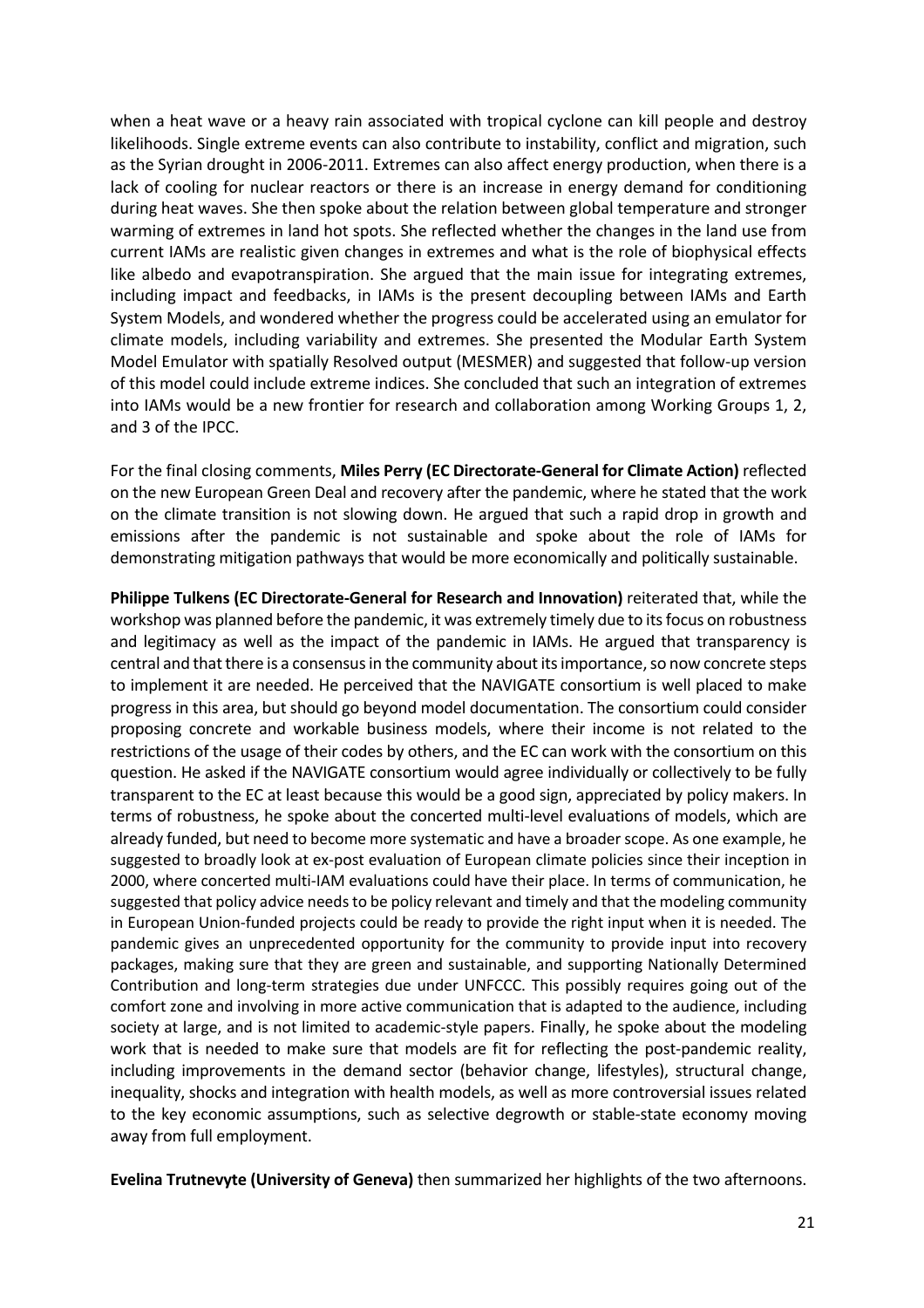when a heat wave or a heavy rain associated with tropical cyclone can kill people and destroy likelihoods. Single extreme events can also contribute to instability, conflict and migration, such as the Syrian drought in 2006-2011. Extremes can also affect energy production, when there is a lack of cooling for nuclear reactors or there is an increase in energy demand for conditioning during heat waves. She then spoke about the relation between global temperature and stronger warming of extremes in land hot spots. She reflected whether the changes in the land use from current IAMs are realistic given changes in extremes and what is the role of biophysical effects like albedo and evapotranspiration. She argued that the main issue for integrating extremes, including impact and feedbacks, in IAMs is the present decoupling between IAMs and Earth System Models, and wondered whether the progress could be accelerated using an emulator for climate models, including variability and extremes. She presented the Modular Earth System Model Emulator with spatially Resolved output (MESMER) and suggested that follow-up version of this model could include extreme indices. She concluded that such an integration of extremes into IAMs would be a new frontier for research and collaboration among Working Groups 1, 2, and 3 of the IPCC.

For the final closing comments, **Miles Perry (EC Directorate-General for Climate Action)** reflected on the new European Green Deal and recovery after the pandemic, where he stated that the work on the climate transition is not slowing down. He argued that such a rapid drop in growth and emissions after the pandemic is not sustainable and spoke about the role of IAMs for demonstrating mitigation pathways that would be more economically and politically sustainable.

**Philippe Tulkens (EC Directorate-General for Research and Innovation)** reiterated that, while the workshop was planned before the pandemic, it was extremely timely due to its focus on robustness and legitimacy as well as the impact of the pandemic in IAMs. He argued that transparency is central and that there is a consensus in the community about its importance, so now concrete steps to implement it are needed. He perceived that the NAVIGATE consortium is well placed to make progress in this area, but should go beyond model documentation. The consortium could consider proposing concrete and workable business models, where their income is not related to the restrictions of the usage of their codes by others, and the EC can work with the consortium on this question. He asked if the NAVIGATE consortium would agree individually or collectively to be fully transparent to the EC at least because this would be a good sign, appreciated by policy makers. In terms of robustness, he spoke about the concerted multi-level evaluations of models, which are already funded, but need to become more systematic and have a broader scope. As one example, he suggested to broadly look at ex-post evaluation of European climate policies since their inception in 2000, where concerted multi-IAM evaluations could have their place. In terms of communication, he suggested that policy advice needs to be policy relevant and timely and that the modeling community in European Union-funded projects could be ready to provide the right input when it is needed. The pandemic gives an unprecedented opportunity for the community to provide input into recovery packages, making sure that they are green and sustainable, and supporting Nationally Determined Contribution and long-term strategies due under UNFCCC. This possibly requires going out of the comfort zone and involving in more active communication that is adapted to the audience, including society at large, and is not limited to academic-style papers. Finally, he spoke about the modeling work that is needed to make sure that models are fit for reflecting the post-pandemic reality, including improvements in the demand sector (behavior change, lifestyles), structural change, inequality, shocks and integration with health models, as well as more controversial issues related to the key economic assumptions, such as selective degrowth or stable-state economy moving away from full employment.

**Evelina Trutnevyte (University of Geneva)** then summarized her highlights of the two afternoons.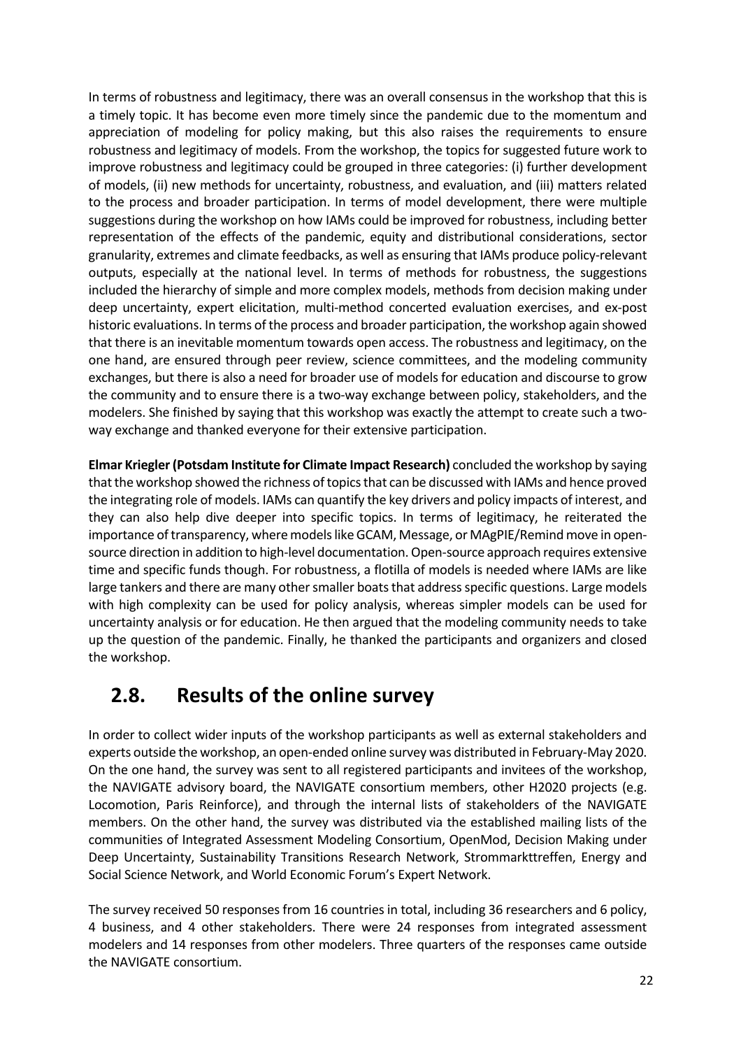In terms of robustness and legitimacy, there was an overall consensus in the workshop that this is a timely topic. It has become even more timely since the pandemic due to the momentum and appreciation of modeling for policy making, but this also raises the requirements to ensure robustness and legitimacy of models. From the workshop, the topics for suggested future work to improve robustness and legitimacy could be grouped in three categories: (i) further development of models, (ii) new methods for uncertainty, robustness, and evaluation, and (iii) matters related to the process and broader participation. In terms of model development, there were multiple suggestions during the workshop on how IAMs could be improved for robustness, including better representation of the effects of the pandemic, equity and distributional considerations, sector granularity, extremes and climate feedbacks, as well as ensuring that IAMs produce policy-relevant outputs, especially at the national level. In terms of methods for robustness, the suggestions included the hierarchy of simple and more complex models, methods from decision making under deep uncertainty, expert elicitation, multi-method concerted evaluation exercises, and ex-post historic evaluations. In terms of the process and broader participation, the workshop again showed that there is an inevitable momentum towards open access. The robustness and legitimacy, on the one hand, are ensured through peer review, science committees, and the modeling community exchanges, but there is also a need for broader use of models for education and discourse to grow the community and to ensure there is a two-way exchange between policy, stakeholders, and the modelers. She finished by saying that this workshop was exactly the attempt to create such a two-way exchange and thanked everyone for their extensive participation.

**Elmar Kriegler (Potsdam Institute for Climate Impact Research)** concluded the workshop by saying that the workshop showed the richness of topics that can be discussed with IAMs and hence proved the integrating role of models. IAMs can quantify the key drivers and policy impacts of interest, and they can also help dive deeper into specific topics. In terms of legitimacy, he reiterated the importance of transparency, where models like GCAM, Message, or MAgPIE/Remind move in open-source direction in addition to high-level documentation. Open-source approach requires extensive time and specific funds though. For robustness, a flotilla of models is needed where IAMs are like large tankers and there are many other smaller boats that address specific questions. Large models with high complexity can be used for policy analysis, whereas simpler models can be used for uncertainty analysis or for education. He then argued that the modeling community needs to take up the question of the pandemic. Finally, he thanked the participants and organizers and closed the workshop.

## 2.8. Results of the online survey

In order to collect wider inputs of the workshop participants as well as external stakeholders and experts outside the workshop, an open-ended online survey was distributed in February-May 2020. On the one hand, the survey was sent to all registered participants and invitees of the workshop, the NAVIGATE advisory board, the NAVIGATE consortium members, other H2020 projects (e.g. Locomotion, Paris Reinforce), and through the internal lists of stakeholders of the NAVIGATE members. On the other hand, the survey was distributed via the established mailing lists of the communities of Integrated Assessment Modeling Consortium, OpenMod, Decision Making under Deep Uncertainty, Sustainability Transitions Research Network, Strommarkttreffen, Energy and Social Science Network, and World Economic Forum's Expert Network.

The survey received 50 responses from 16 countries in total, including 36 researchers and 6 policy, 4 business, and 4 other stakeholders. There were 24 responses from integrated assessment modelers and 14 responses from other modelers. Three quarters of the responses came outside the NAVIGATE consortium.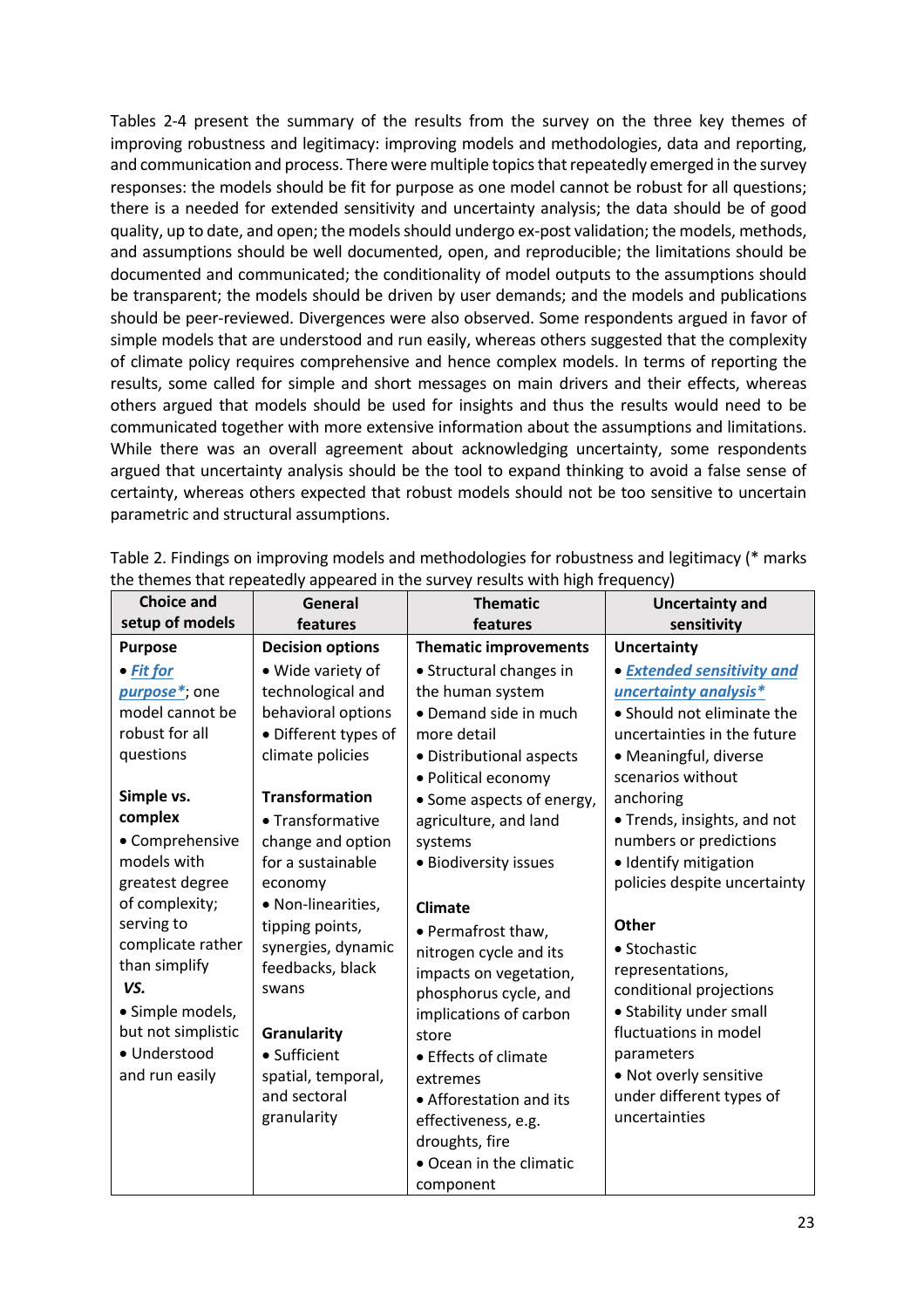Tables 2-4 present the summary of the results from the survey on the three key themes of improving robustness and legitimacy: improving models and methodologies, data and reporting, and communication and process. There were multiple topics that repeatedly emerged in the survey responses: the models should be fit for purpose as one model cannot be robust for all questions; there is a needed for extended sensitivity and uncertainty analysis; the data should be of good quality, up to date, and open; the models should undergo ex-post validation; the models, methods, and assumptions should be well documented, open, and reproducible; the limitations should be documented and communicated; the conditionality of model outputs to the assumptions should be transparent; the models should be driven by user demands; and the models and publications should be peer-reviewed. Divergences were also observed. Some respondents argued in favor of simple models that are understood and run easily, whereas others suggested that the complexity of climate policy requires comprehensive and hence complex models. In terms of reporting the results, some called for simple and short messages on main drivers and their effects, whereas others argued that models should be used for insights and thus the results would need to be communicated together with more extensive information about the assumptions and limitations. While there was an overall agreement about acknowledging uncertainty, some respondents argued that uncertainty analysis should be the tool to expand thinking to avoid a false sense of certainty, whereas others expected that robust models should not be too sensitive to uncertain parametric and structural assumptions.

Table 2. Findings on improving models and methodologies for robustness and legitimacy (* marks the themes that repeatedly appeared in the survey results with high frequency)

| Choice and setup of models | General features | Thematic features | Uncertainty and sensitivity |
|---|---|---|---|
| **Purpose**<br>• ***Fit for purpose****; one model cannot be robust for all questions<br><br>**Simple vs. complex**<br>• Comprehensive models with greatest degree of complexity; serving to complicate rather than simplify<br>***VS.***<br>• Simple models, but not simplistic<br>• Understood and run easily | **Decision options**<br>• Wide variety of technological and behavioral options<br>• Different types of climate policies<br><br>**Transformation**<br>• Transformative change and option for a sustainable economy<br>• Non-linearities, tipping points, synergies, dynamic feedbacks, black swans<br><br>**Granularity**<br>• Sufficient spatial, temporal, and sectoral granularity | **Thematic improvements**<br>• Structural changes in the human system<br>• Demand side in much more detail<br>• Distributional aspects<br>• Political economy<br>• Some aspects of energy, agriculture, and land systems<br>• Biodiversity issues<br><br>**Climate**<br>• Permafrost thaw, nitrogen cycle and its impacts on vegetation, phosphorus cycle, and implications of carbon store<br>• Effects of climate extremes<br>• Afforestation and its effectiveness, e.g. droughts, fire<br>• Ocean in the climatic component | **Uncertainty**<br>• ***Extended sensitivity and uncertainty analysis****<br>• Should not eliminate the uncertainties in the future<br>• Meaningful, diverse scenarios without anchoring<br>• Trends, insights, and not numbers or predictions<br>• Identify mitigation policies despite uncertainty<br><br>**Other**<br>• Stochastic representations, conditional projections<br>• Stability under small fluctuations in model parameters<br>• Not overly sensitive under different types of uncertainties |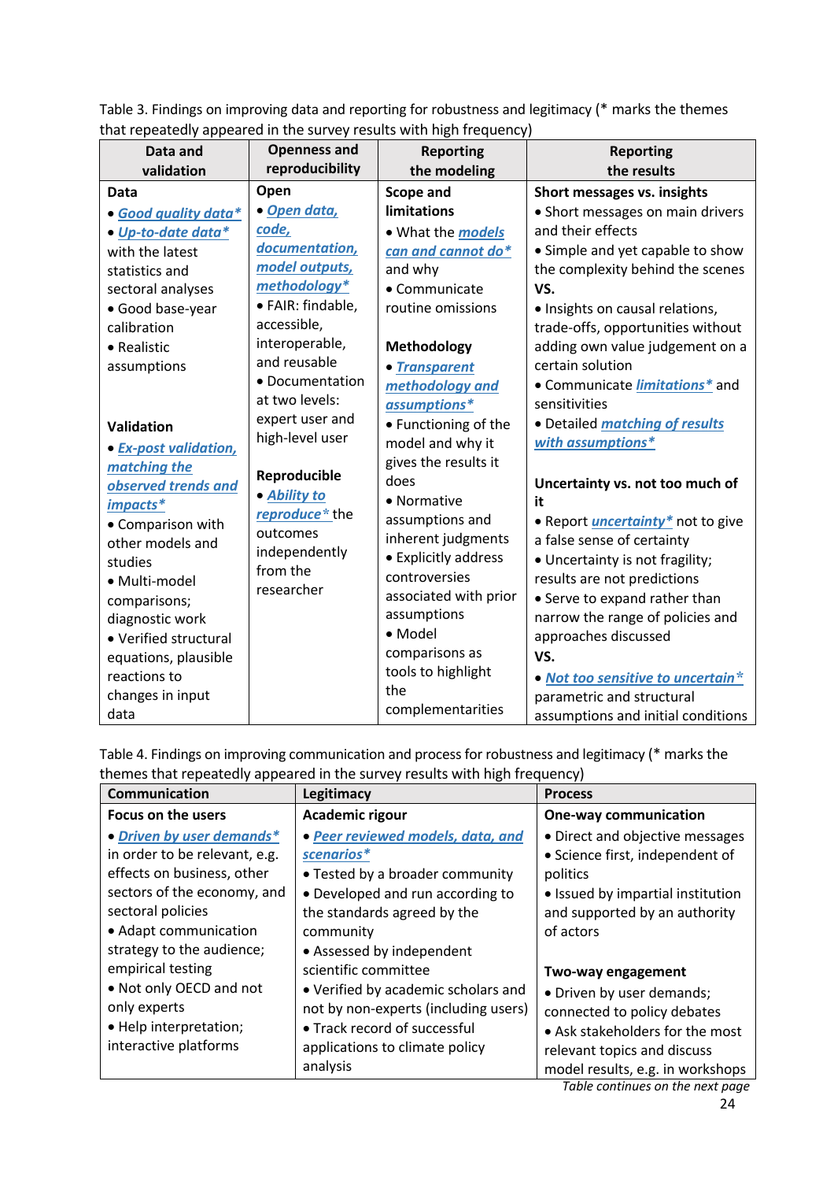Table 3. Findings on improving data and reporting for robustness and legitimacy (* marks the themes that repeatedly appeared in the survey results with high frequency)

| Data and validation | Openness and reproducibility | Reporting the modeling | Reporting the results |
|---|---|---|---|
| **Data**<br>• ***Good quality data****<br>• ***Up-to-date data**** with the latest statistics and sectoral analyses<br>• Good base-year calibration<br>• Realistic assumptions<br><br>**Validation**<br>• ***Ex-post validation, matching the observed trends and impacts****<br>• Comparison with other models and studies<br>• Multi-model comparisons; diagnostic work<br>• Verified structural equations, plausible reactions to changes in input data | **Open**<br>• ***Open data, code, documentation, model outputs, methodology****<br>• FAIR: findable, accessible, interoperable, and reusable<br>• Documentation at two levels: expert user and high-level user<br><br>**Reproducible**<br>• ***Ability to reproduce**** the outcomes independently from the researcher | **Scope and limitations**<br>• What the ***models can and cannot do**** and why<br>• Communicate routine omissions<br><br>**Methodology**<br>• ***Transparent methodology and assumptions****<br>• Functioning of the model and why it gives the results it does<br>• Normative assumptions and inherent judgments<br>• Explicitly address controversies associated with prior assumptions<br>• Model comparisons as tools to highlight the complementarities | **Short messages vs. insights**<br>• Short messages on main drivers and their effects<br>• Simple and yet capable to show the complexity behind the scenes<br>**VS.**<br>• Insights on causal relations, trade-offs, opportunities without adding own value judgement on a certain solution<br>• Communicate ***limitations**** and sensitivities<br>• Detailed ***matching of results with assumptions****<br><br>**Uncertainty vs. not too much of it**<br>• Report ***uncertainty**** not to give a false sense of certainty<br>• Uncertainty is not fragility; results are not predictions<br>• Serve to expand rather than narrow the range of policies and approaches discussed<br>**VS.**<br>• ***Not too sensitive to uncertain**** parametric and structural assumptions and initial conditions |

Table 4. Findings on improving communication and process for robustness and legitimacy (* marks the themes that repeatedly appeared in the survey results with high frequency)

| Communication | Legitimacy | Process |
|---|---|---|
| **Focus on the users**<br>• ***Driven by user demands**** in order to be relevant, e.g. effects on business, other sectors of the economy, and sectoral policies<br>• Adapt communication strategy to the audience; empirical testing<br>• Not only OECD and not only experts<br>• Help interpretation; interactive platforms | **Academic rigour**<br>• ***Peer reviewed models, data, and scenarios****<br>• Tested by a broader community<br>• Developed and run according to the standards agreed by the community<br>• Assessed by independent scientific committee<br>• Verified by academic scholars and not by non-experts (including users)<br>• Track record of successful applications to climate policy analysis | **One-way communication**<br>• Direct and objective messages<br>• Science first, independent of politics<br>• Issued by impartial institution and supported by an authority of actors<br><br>**Two-way engagement**<br>• Driven by user demands; connected to policy debates<br>• Ask stakeholders for the most relevant topics and discuss model results, e.g. in workshops |

*Table continues on the next page*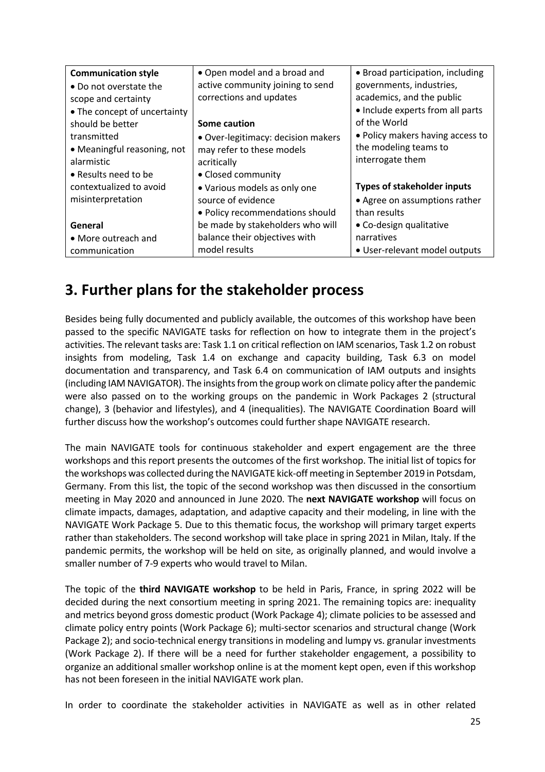| **Communication style**<br>• Do not overstate the scope and certainty<br>• The concept of uncertainty should be better transmitted<br>• Meaningful reasoning, not alarmistic<br>• Results need to be contextualized to avoid misinterpretation<br><br>**General**<br>• More outreach and communication | • Open model and a broad and active community joining to send corrections and updates<br><br>**Some caution**<br>• Over-legitimacy: decision makers may refer to these models acritically<br>• Closed community<br>• Various models as only one source of evidence<br>• Policy recommendations should be made by stakeholders who will balance their objectives with model results | • Broad participation, including governments, industries, academics, and the public<br>• Include experts from all parts of the World<br>• Policy makers having access to the modeling teams to interrogate them<br><br>**Types of stakeholder inputs**<br>• Agree on assumptions rather than results<br>• Co-design qualitative narratives<br>• User-relevant model outputs |
|---|---|---|

# 3. Further plans for the stakeholder process

Besides being fully documented and publicly available, the outcomes of this workshop have been passed to the specific NAVIGATE tasks for reflection on how to integrate them in the project's activities. The relevant tasks are: Task 1.1 on critical reflection on IAM scenarios, Task 1.2 on robust insights from modeling, Task 1.4 on exchange and capacity building, Task 6.3 on model documentation and transparency, and Task 6.4 on communication of IAM outputs and insights (including IAM NAVIGATOR). The insights from the group work on climate policy after the pandemic were also passed on to the working groups on the pandemic in Work Packages 2 (structural change), 3 (behavior and lifestyles), and 4 (inequalities). The NAVIGATE Coordination Board will further discuss how the workshop's outcomes could further shape NAVIGATE research.

The main NAVIGATE tools for continuous stakeholder and expert engagement are the three workshops and this report presents the outcomes of the first workshop. The initial list of topics for the workshops was collected during the NAVIGATE kick-off meeting in September 2019 in Potsdam, Germany. From this list, the topic of the second workshop was then discussed in the consortium meeting in May 2020 and announced in June 2020. The **next NAVIGATE workshop** will focus on climate impacts, damages, adaptation, and adaptive capacity and their modeling, in line with the NAVIGATE Work Package 5. Due to this thematic focus, the workshop will primary target experts rather than stakeholders. The second workshop will take place in spring 2021 in Milan, Italy. If the pandemic permits, the workshop will be held on site, as originally planned, and would involve a smaller number of 7-9 experts who would travel to Milan.

The topic of the **third NAVIGATE workshop** to be held in Paris, France, in spring 2022 will be decided during the next consortium meeting in spring 2021. The remaining topics are: inequality and metrics beyond gross domestic product (Work Package 4); climate policies to be assessed and climate policy entry points (Work Package 6); multi-sector scenarios and structural change (Work Package 2); and socio-technical energy transitions in modeling and lumpy vs. granular investments (Work Package 2). If there will be a need for further stakeholder engagement, a possibility to organize an additional smaller workshop online is at the moment kept open, even if this workshop has not been foreseen in the initial NAVIGATE work plan.

In order to coordinate the stakeholder activities in NAVIGATE as well as in other related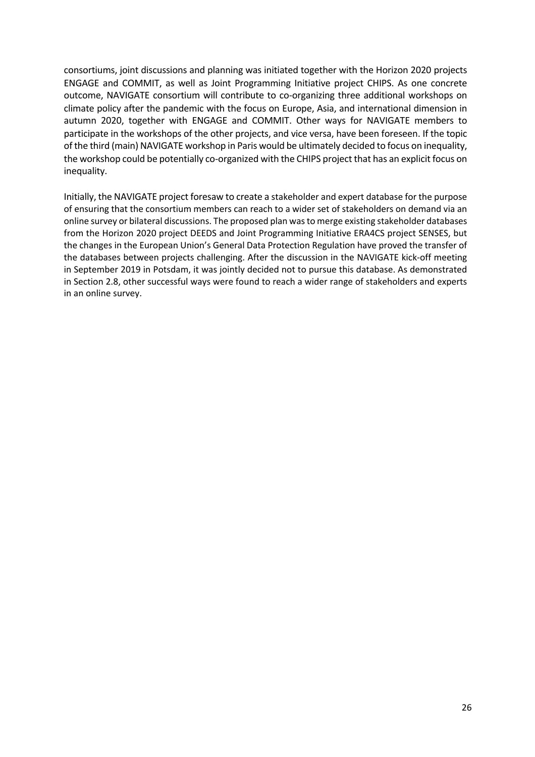consortiums, joint discussions and planning was initiated together with the Horizon 2020 projects ENGAGE and COMMIT, as well as Joint Programming Initiative project CHIPS. As one concrete outcome, NAVIGATE consortium will contribute to co-organizing three additional workshops on climate policy after the pandemic with the focus on Europe, Asia, and international dimension in autumn 2020, together with ENGAGE and COMMIT. Other ways for NAVIGATE members to participate in the workshops of the other projects, and vice versa, have been foreseen. If the topic of the third (main) NAVIGATE workshop in Paris would be ultimately decided to focus on inequality, the workshop could be potentially co-organized with the CHIPS project that has an explicit focus on inequality.

Initially, the NAVIGATE project foresaw to create a stakeholder and expert database for the purpose of ensuring that the consortium members can reach to a wider set of stakeholders on demand via an online survey or bilateral discussions. The proposed plan was to merge existing stakeholder databases from the Horizon 2020 project DEEDS and Joint Programming Initiative ERA4CS project SENSES, but the changes in the European Union's General Data Protection Regulation have proved the transfer of the databases between projects challenging. After the discussion in the NAVIGATE kick-off meeting in September 2019 in Potsdam, it was jointly decided not to pursue this database. As demonstrated in Section 2.8, other successful ways were found to reach a wider range of stakeholders and experts in an online survey.